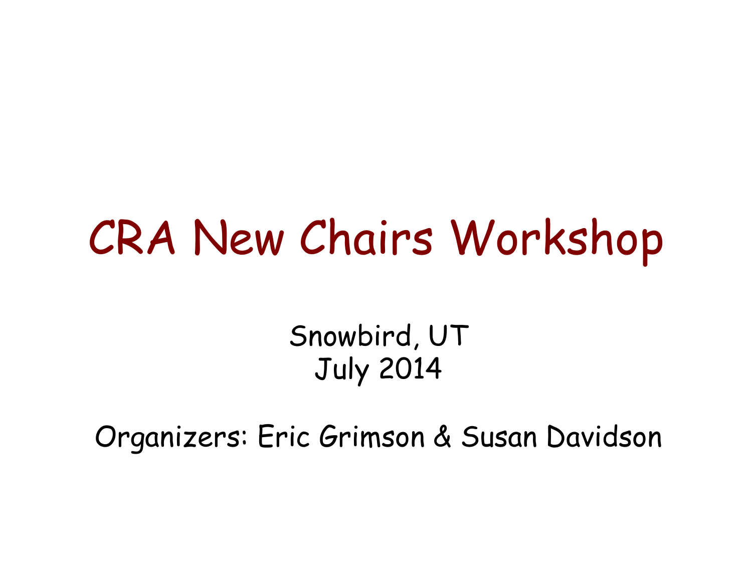# CRA New Chairs Workshop

Snowbird, UT
July 2014

Organizers: Eric Grimson & Susan Davidson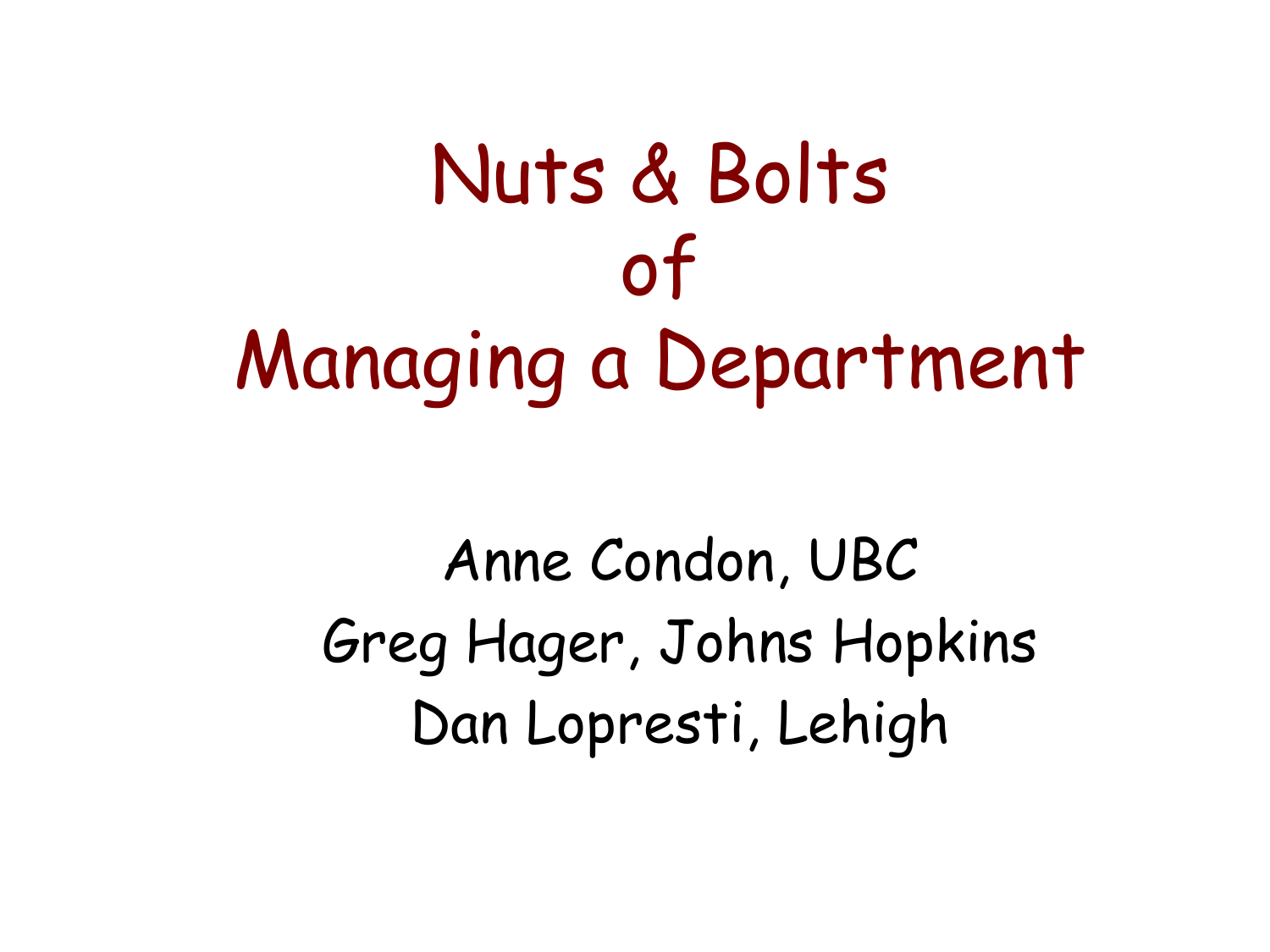# Nuts & Bolts of Managing a Department

Anne Condon, UBC

Greg Hager, Johns Hopkins

Dan Lopresti, Lehigh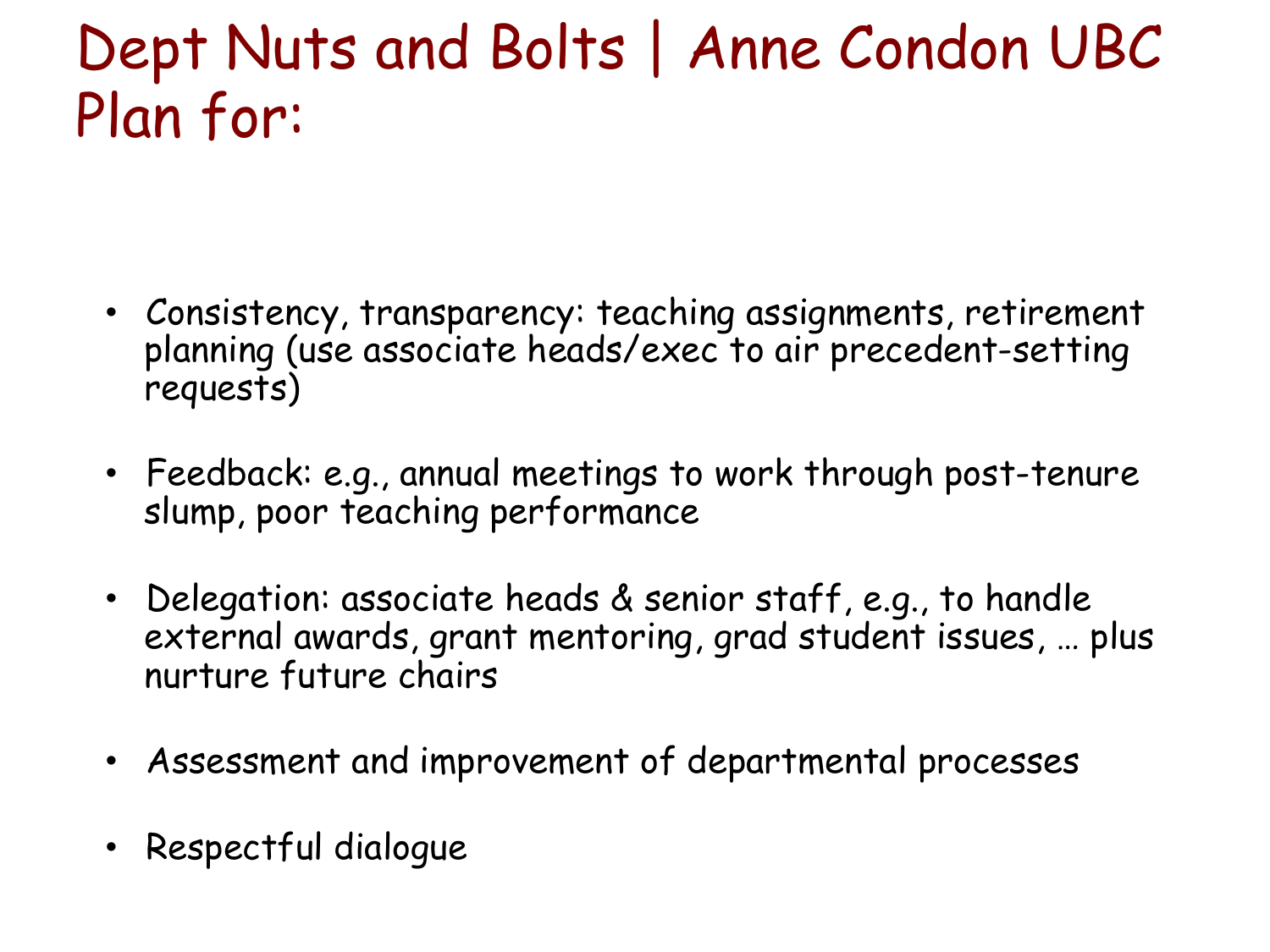# Dept Nuts and Bolts | Anne Condon UBC
# Plan for:

- Consistency, transparency: teaching assignments, retirement planning (use associate heads/exec to air precedent-setting requests)
- Feedback: e.g., annual meetings to work through post-tenure slump, poor teaching performance
- Delegation: associate heads & senior staff, e.g., to handle external awards, grant mentoring, grad student issues, … plus nurture future chairs
- Assessment and improvement of departmental processes
- Respectful dialogue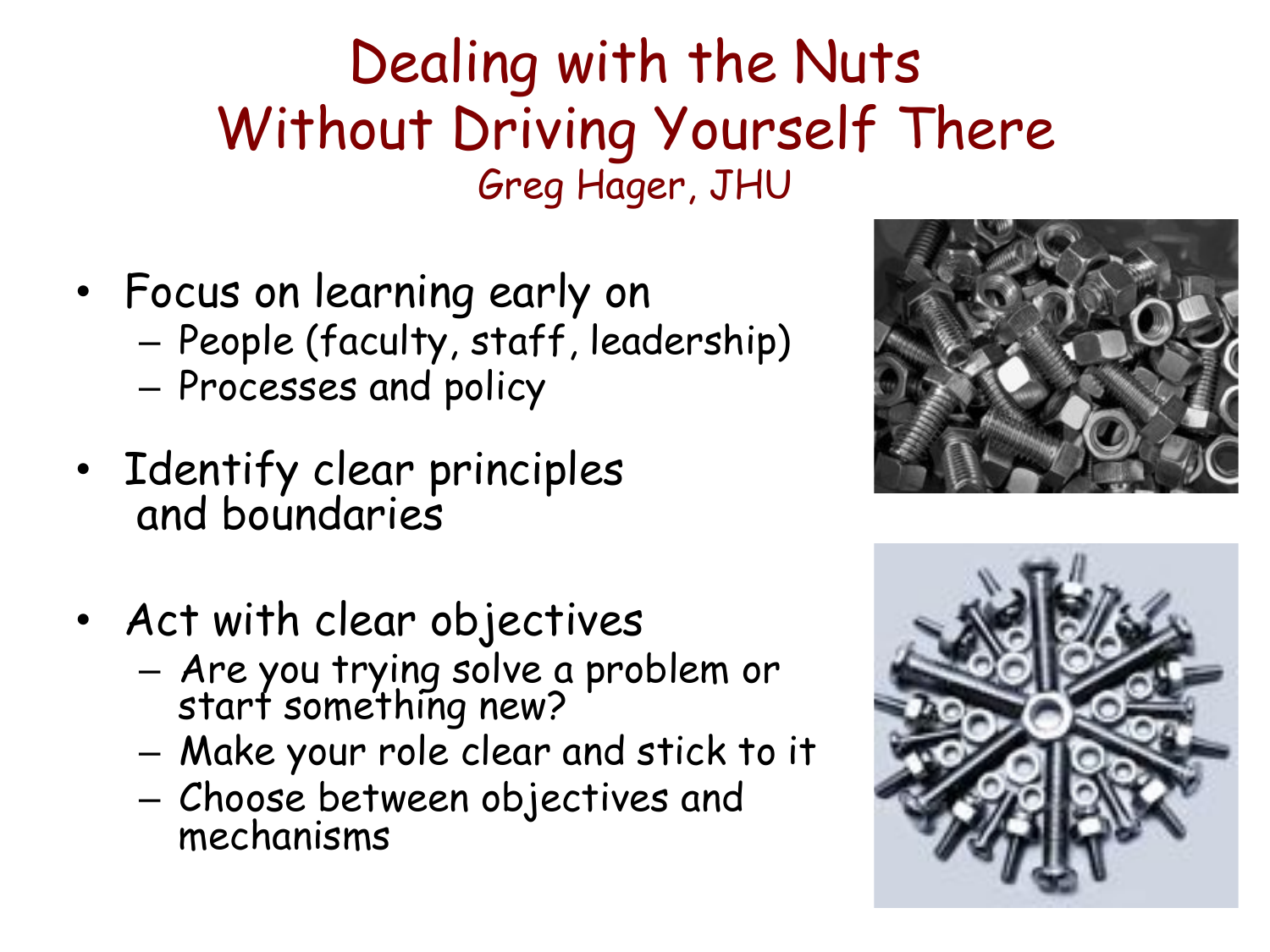# Dealing with the Nuts Without Driving Yourself There

Greg Hager, JHU

- Focus on learning early on
  - People (faculty, staff, leadership)
  - Processes and policy
- Identify clear principles and boundaries
- Act with clear objectives
  - Are you trying solve a problem or start something new?
  - Make your role clear and stick to it
  - Choose between objectives and mechanisms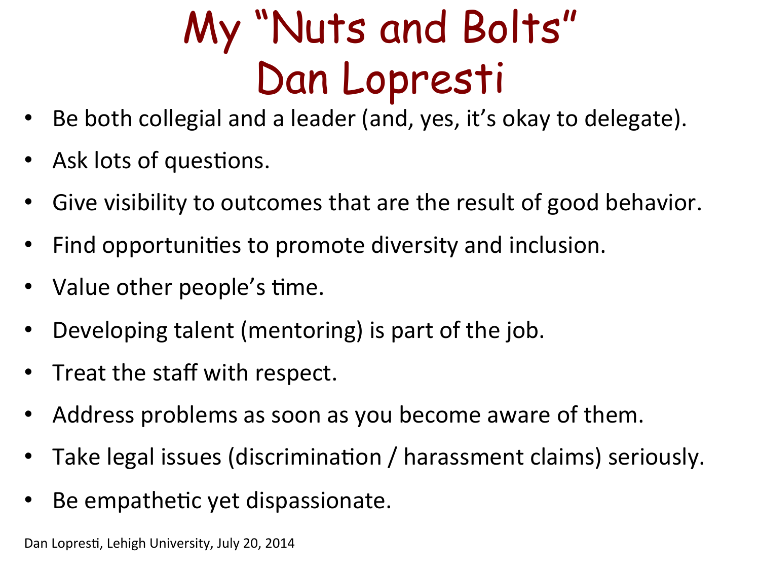# My "Nuts and Bolts"
# Dan Lopresti

- Be both collegial and a leader (and, yes, it's okay to delegate).
- Ask lots of questions.
- Give visibility to outcomes that are the result of good behavior.
- Find opportunities to promote diversity and inclusion.
- Value other people's time.
- Developing talent (mentoring) is part of the job.
- Treat the staff with respect.
- Address problems as soon as you become aware of them.
- Take legal issues (discrimination / harassment claims) seriously.
- Be empathetic yet dispassionate.

Dan Lopresti, Lehigh University, July 20, 2014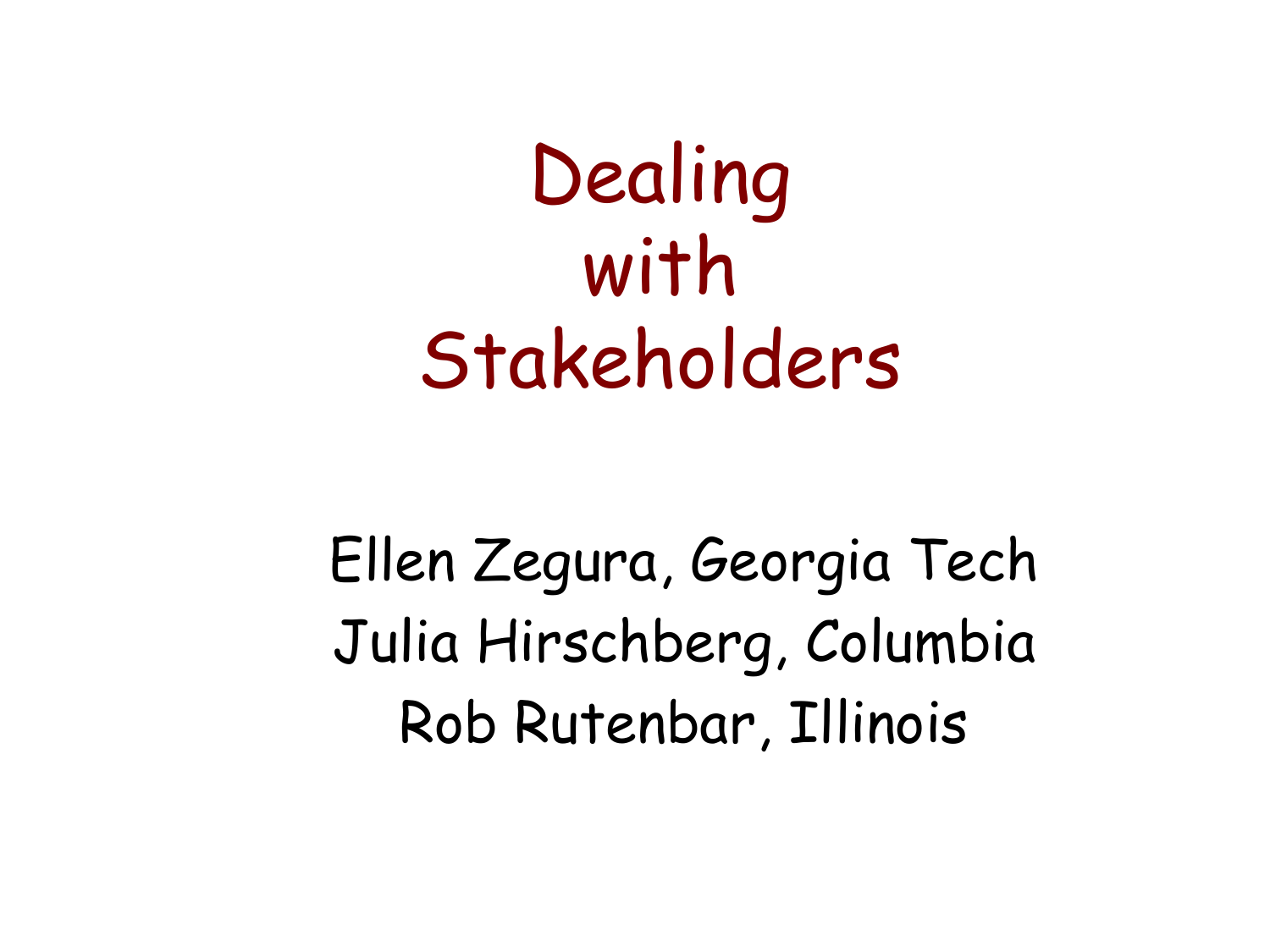# Dealing with Stakeholders

Ellen Zegura, Georgia Tech

Julia Hirschberg, Columbia

Rob Rutenbar, Illinois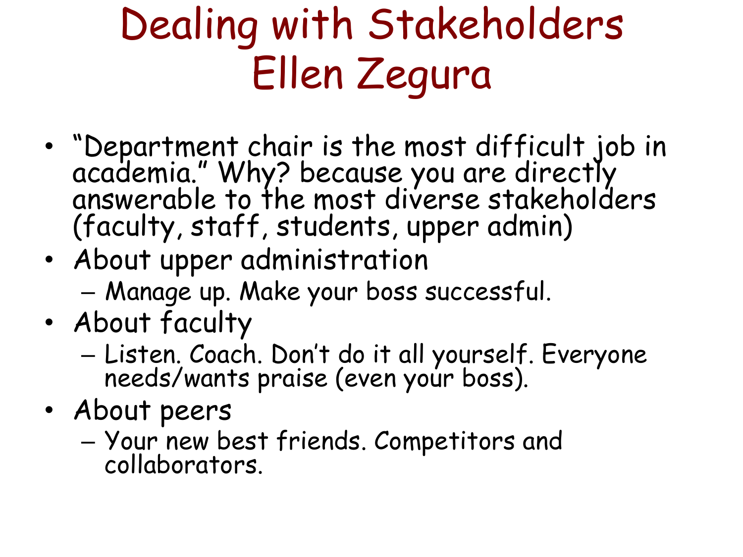# Dealing with Stakeholders
# Ellen Zegura

- "Department chair is the most difficult job in academia." Why? because you are directly answerable to the most diverse stakeholders (faculty, staff, students, upper admin)
- About upper administration
  - Manage up. Make your boss successful.
- About faculty
  - Listen. Coach. Don't do it all yourself. Everyone needs/wants praise (even your boss).
- About peers
  - Your new best friends. Competitors and collaborators.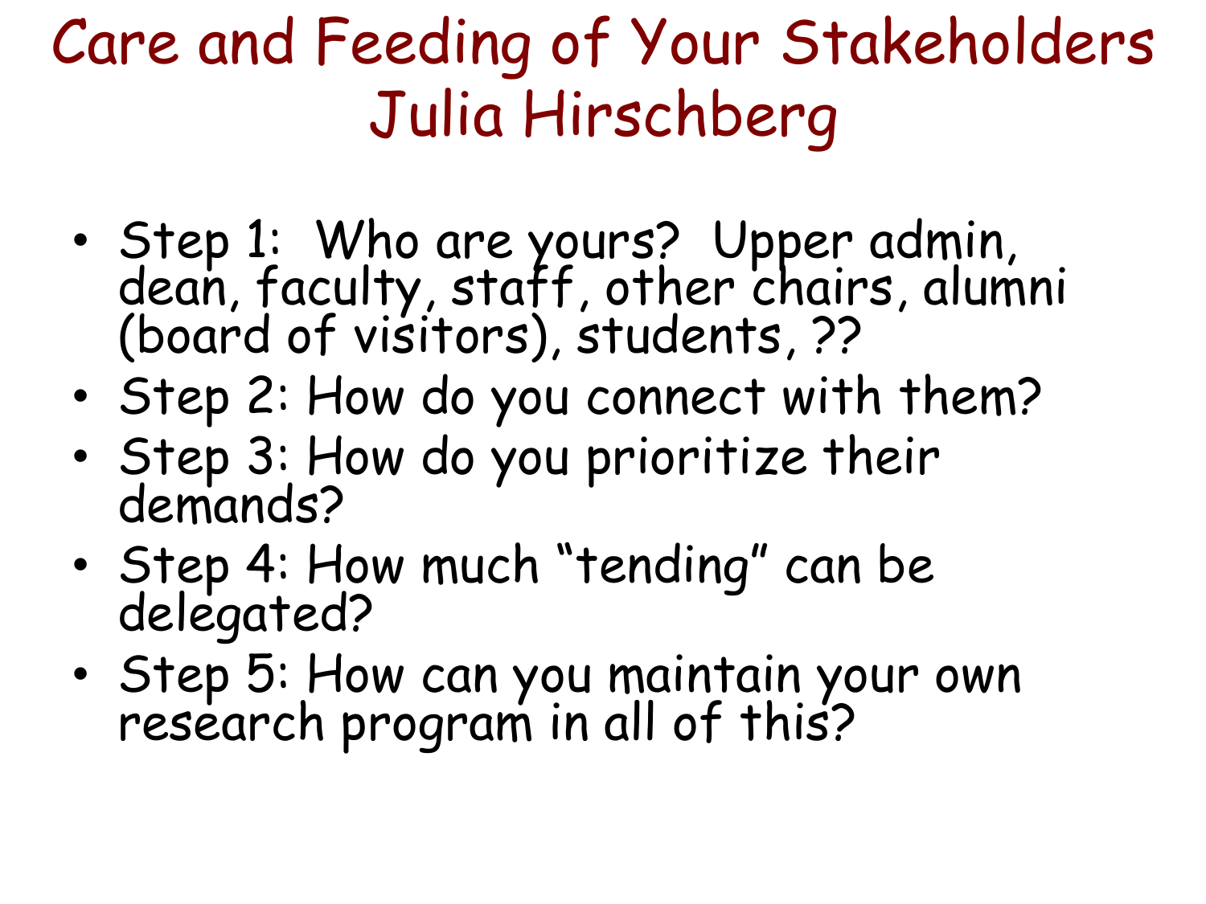# Care and Feeding of Your Stakeholders
# Julia Hirschberg

- Step 1: Who are yours? Upper admin, dean, faculty, staff, other chairs, alumni (board of visitors), students, ??
- Step 2: How do you connect with them?
- Step 3: How do you prioritize their demands?
- Step 4: How much “tending” can be delegated?
- Step 5: How can you maintain your own research program in all of this?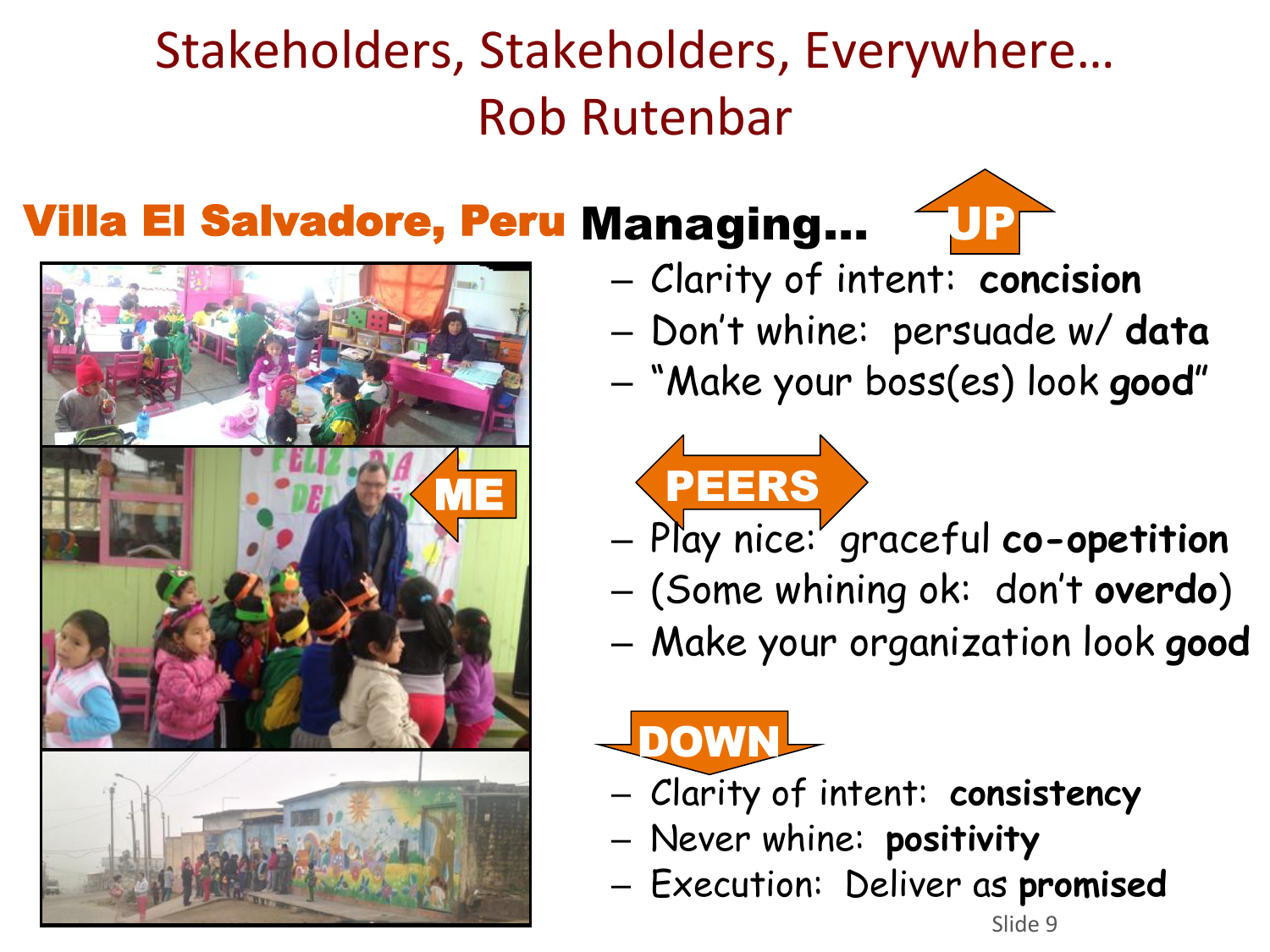# Stakeholders, Stakeholders, Everywhere…
## Rob Rutenbar

**Villa El Salvadore, Peru**

ME

**Managing…**

**UP**

- Clarity of intent: **concision**
- Don't whine: persuade w/ **data**
- "Make your boss(es) look **good**"

**PEERS**

- Play nice: graceful **co-opetition**
- (Some whining ok: don't **overdo**)
- Make your organization look **good**

**DOWN**

- Clarity of intent: **consistency**
- Never whine: **positivity**
- Execution: Deliver as **promised**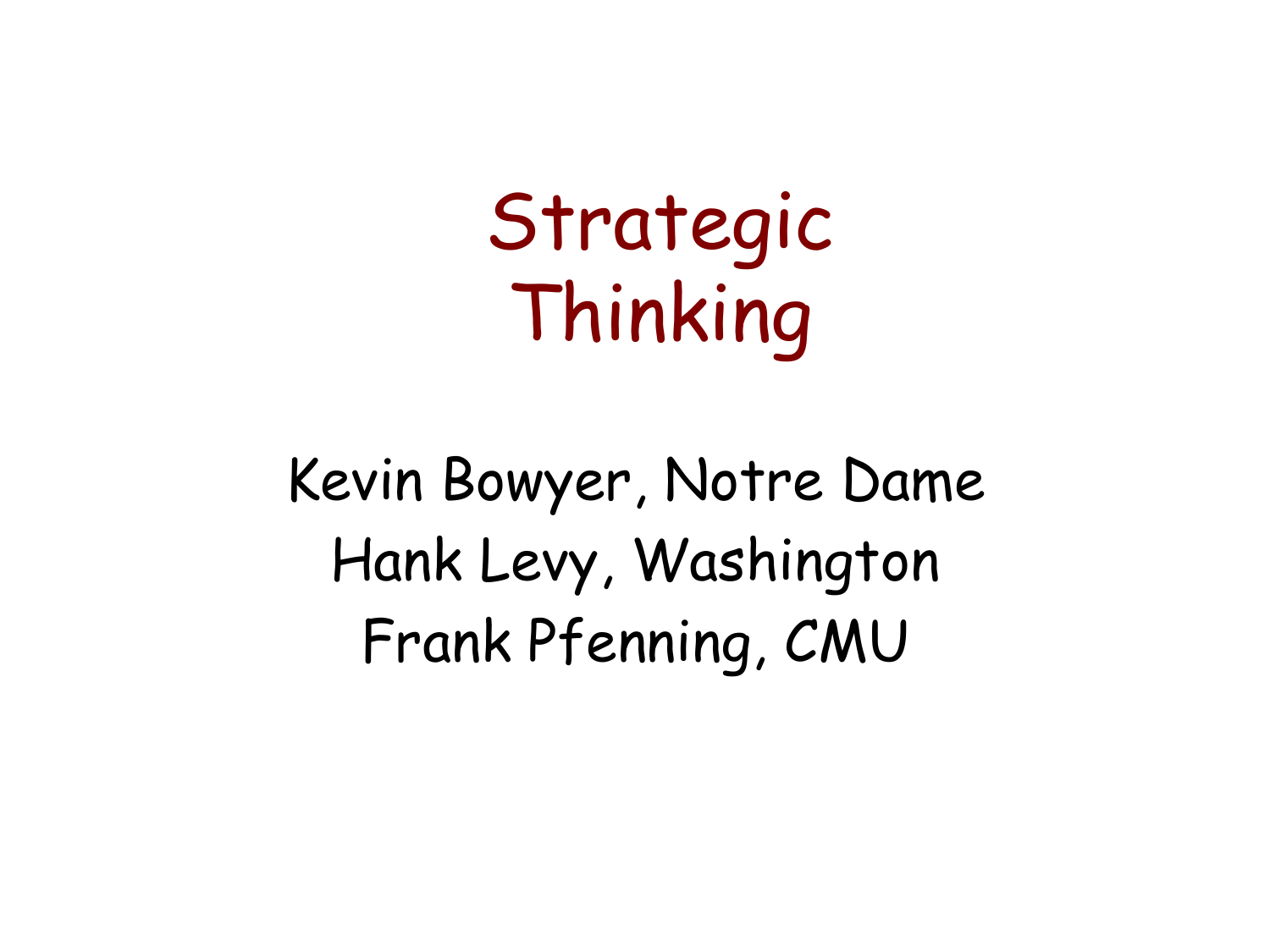# Strategic Thinking

Kevin Bowyer, Notre Dame
Hank Levy, Washington
Frank Pfenning, CMU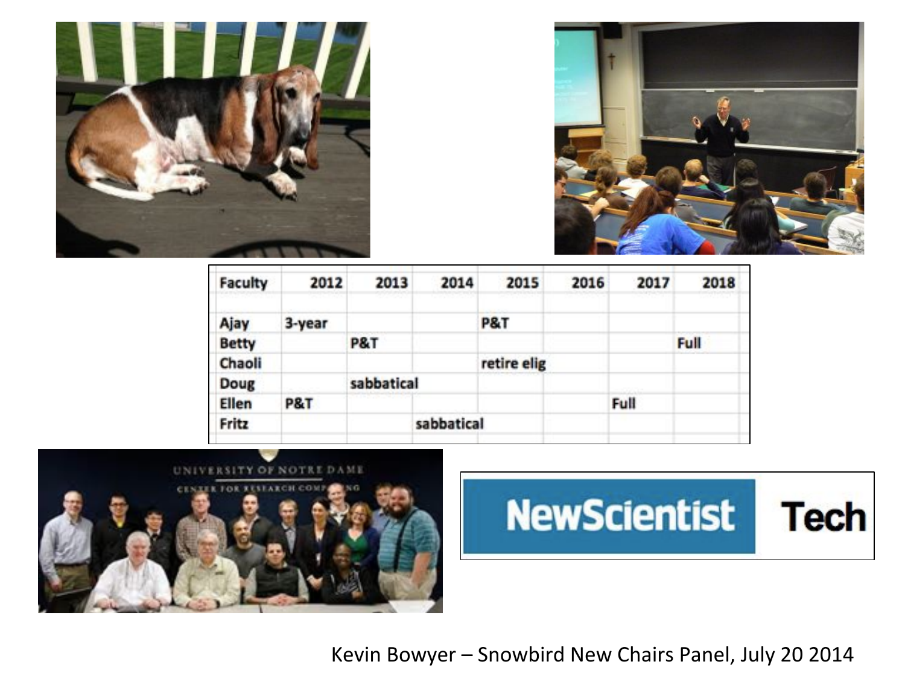| Faculty | 2012 | 2013 | 2014 | 2015 | 2016 | 2017 | 2018 |
|---|---|---|---|---|---|---|---|
| Ajay | 3-year | | | P&T | | | |
| Betty | | P&T | | | | | Full |
| Chaoli | | | | retire elig | | | |
| Doug | | sabbatical | | | | | |
| Ellen | P&T | | | | | Full | |
| Fritz | | | sabbatical | | | | |

NewScientist Tech

Kevin Bowyer – Snowbird New Chairs Panel, July 20 2014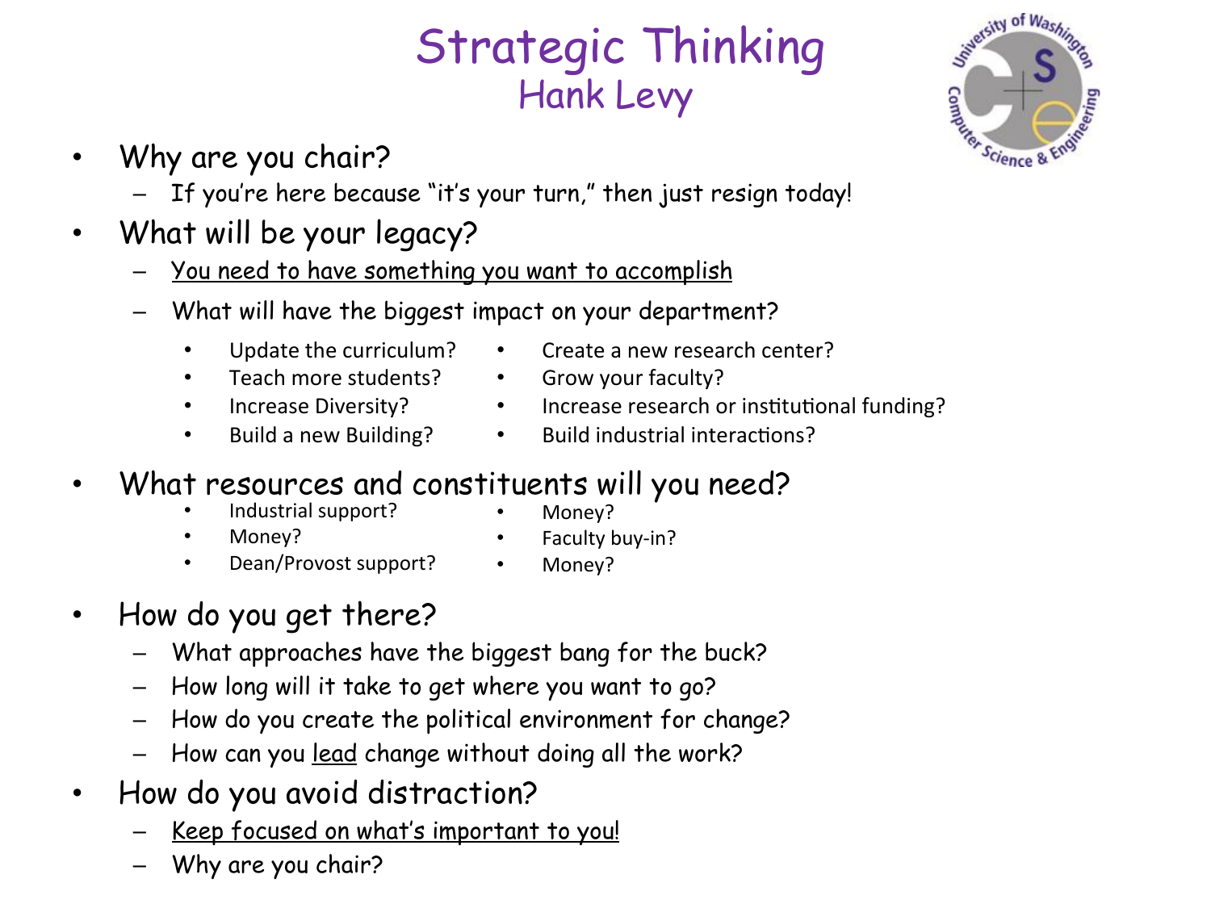# Strategic Thinking

## Hank Levy

- Why are you chair?
  - If you're here because "it's your turn," then just resign today!
- What will be your legacy?
  - <u>You need to have something you want to accomplish</u>
  - What will have the biggest impact on your department?
    - Update the curriculum?
    - Teach more students?
    - Increase Diversity?
    - Build a new Building?
    - Create a new research center?
    - Grow your faculty?
    - Increase research or institutional funding?
    - Build industrial interactions?
- What resources and constituents will you need?
  - Industrial support?
  - Money?
  - Dean/Provost support?
  - Money?
  - Faculty buy-in?
  - Money?
- How do you get there?
  - What approaches have the biggest bang for the buck?
  - How long will it take to get where you want to go?
  - How do you create the political environment for change?
  - How can you <u>lead</u> change without doing all the work?
- How do you avoid distraction?
  - <u>Keep focused on what's important to you!</u>
  - Why are you chair?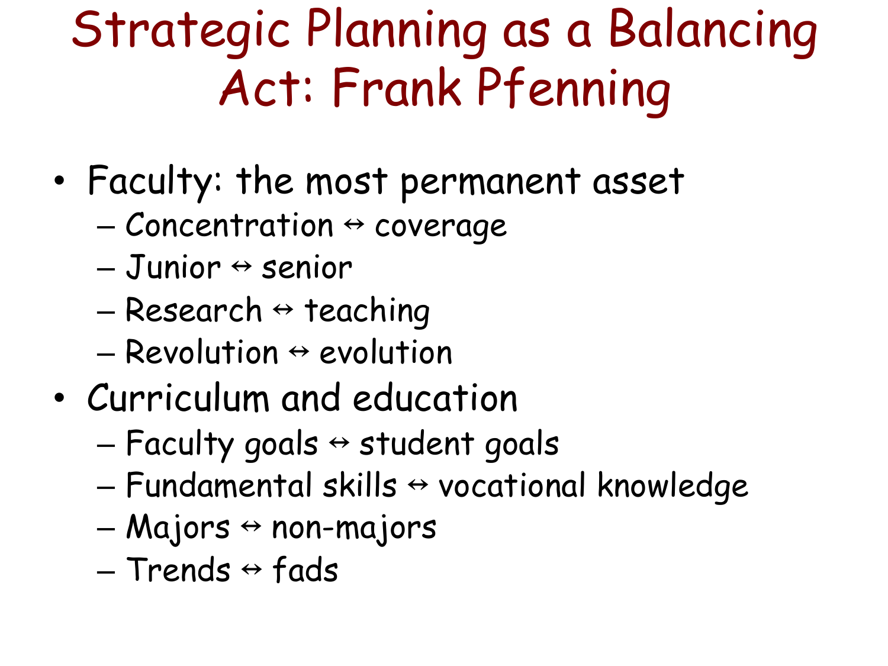# Strategic Planning as a Balancing Act: Frank Pfenning

- Faculty: the most permanent asset
  - Concentration ↔ coverage
  - Junior ↔ senior
  - Research ↔ teaching
  - Revolution ↔ evolution
- Curriculum and education
  - Faculty goals ↔ student goals
  - Fundamental skills ↔ vocational knowledge
  - Majors ↔ non-majors
  - Trends ↔ fads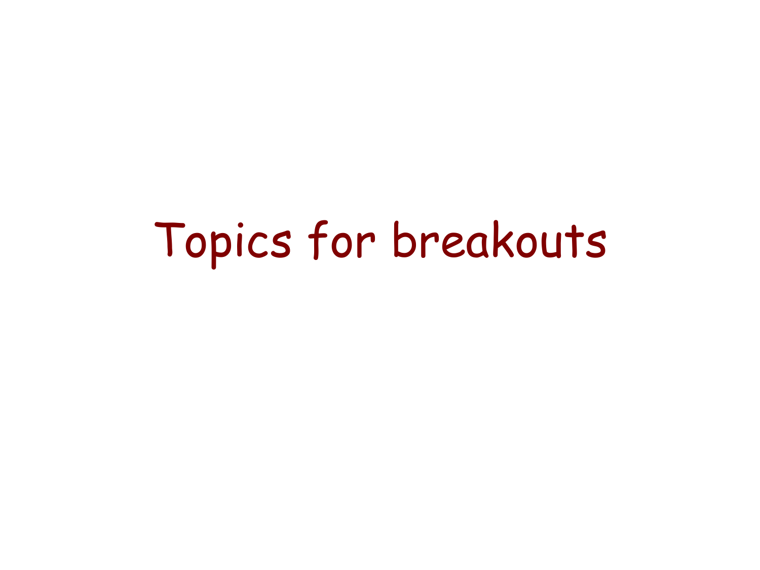# Topics for breakouts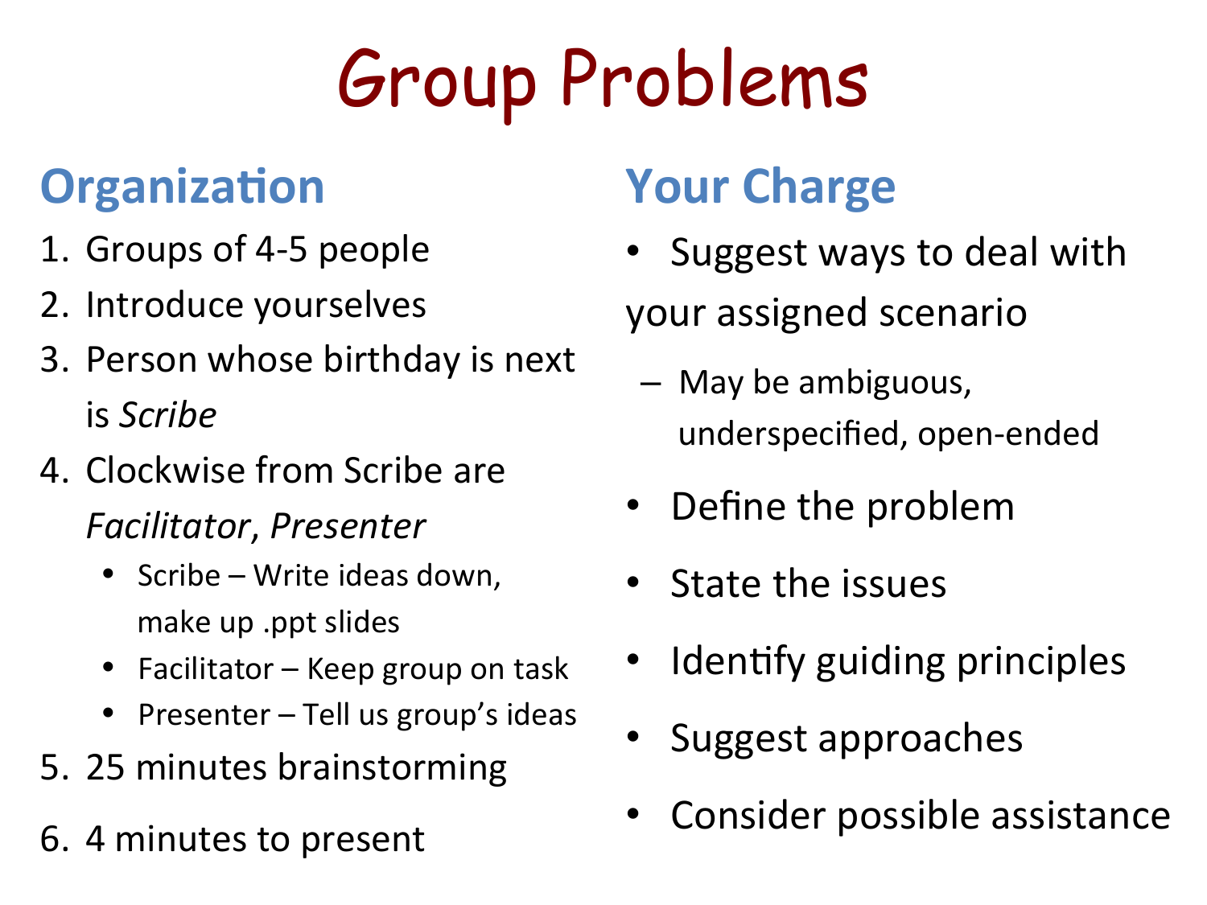# Group Problems

## Organization

1. Groups of 4-5 people
2. Introduce yourselves
3. Person whose birthday is next is *Scribe*
4. Clockwise from Scribe are *Facilitator*, *Presenter*
   - Scribe – Write ideas down, make up .ppt slides
   - Facilitator – Keep group on task
   - Presenter – Tell us group's ideas
5. 25 minutes brainstorming
6. 4 minutes to present

## Your Charge

- Suggest ways to deal with your assigned scenario
  - May be ambiguous, underspecified, open-ended
- Define the problem
- State the issues
- Identify guiding principles
- Suggest approaches
- Consider possible assistance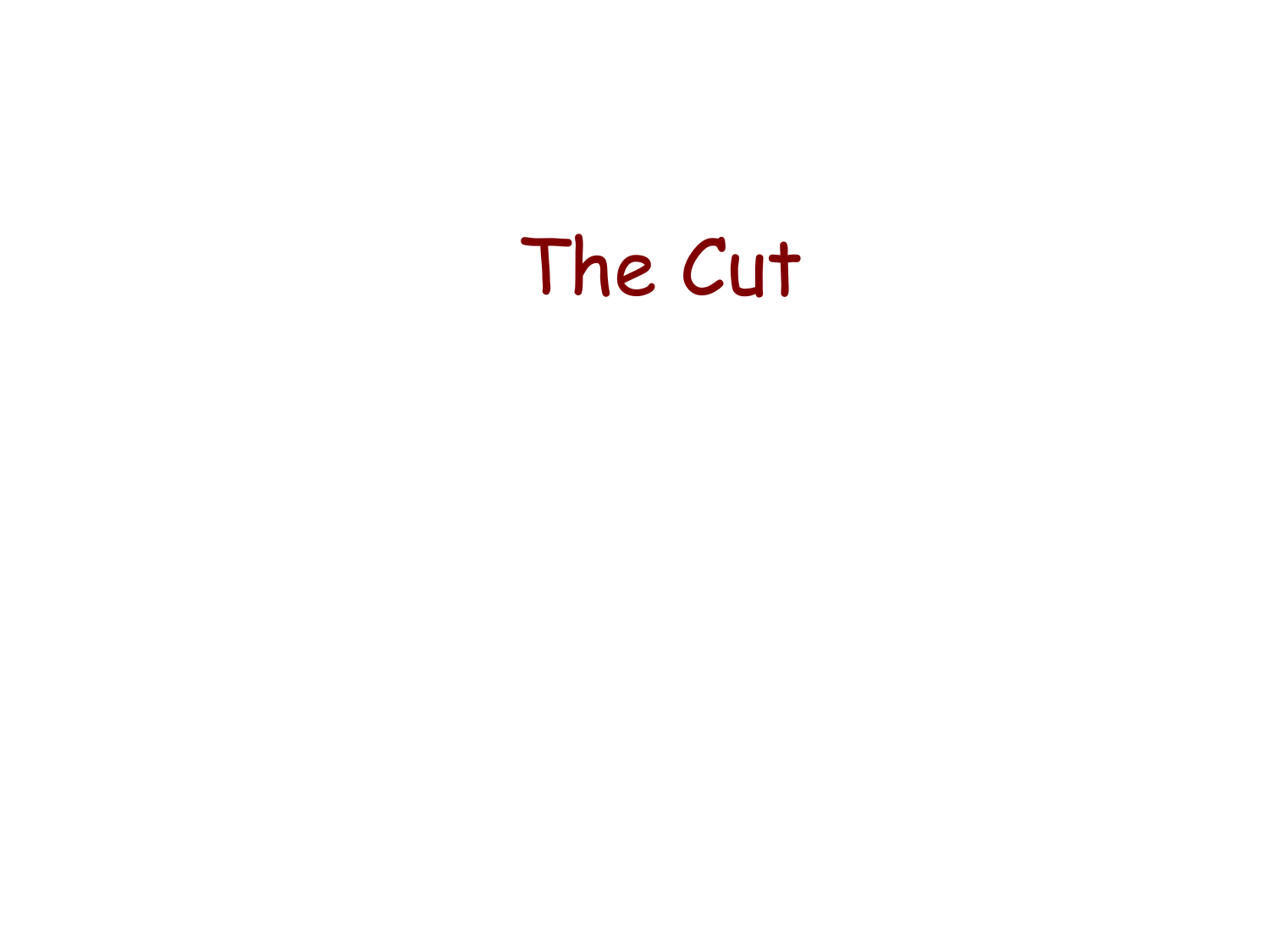# The Cut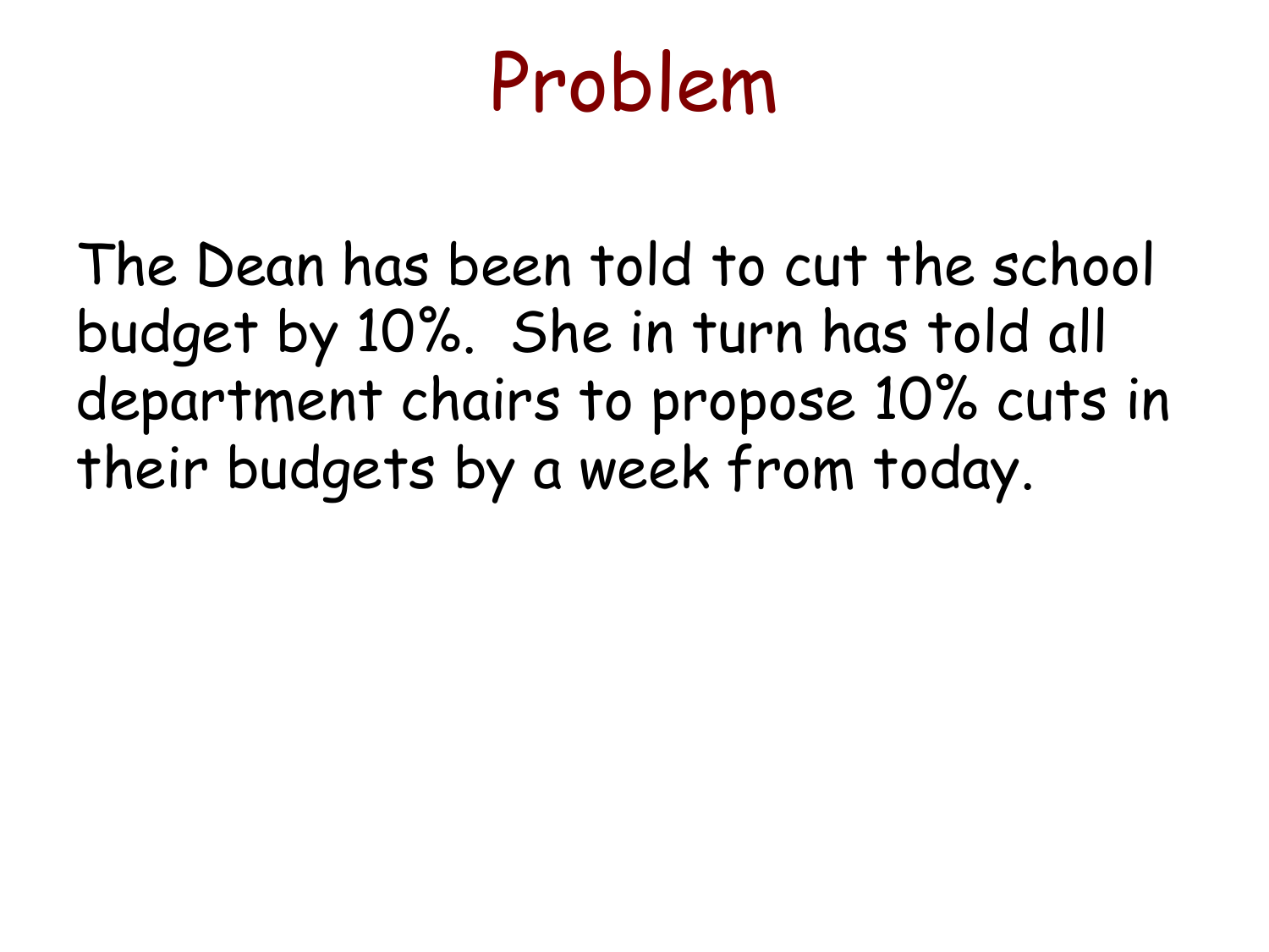# Problem

The Dean has been told to cut the school budget by 10%. She in turn has told all department chairs to propose 10% cuts in their budgets by a week from today.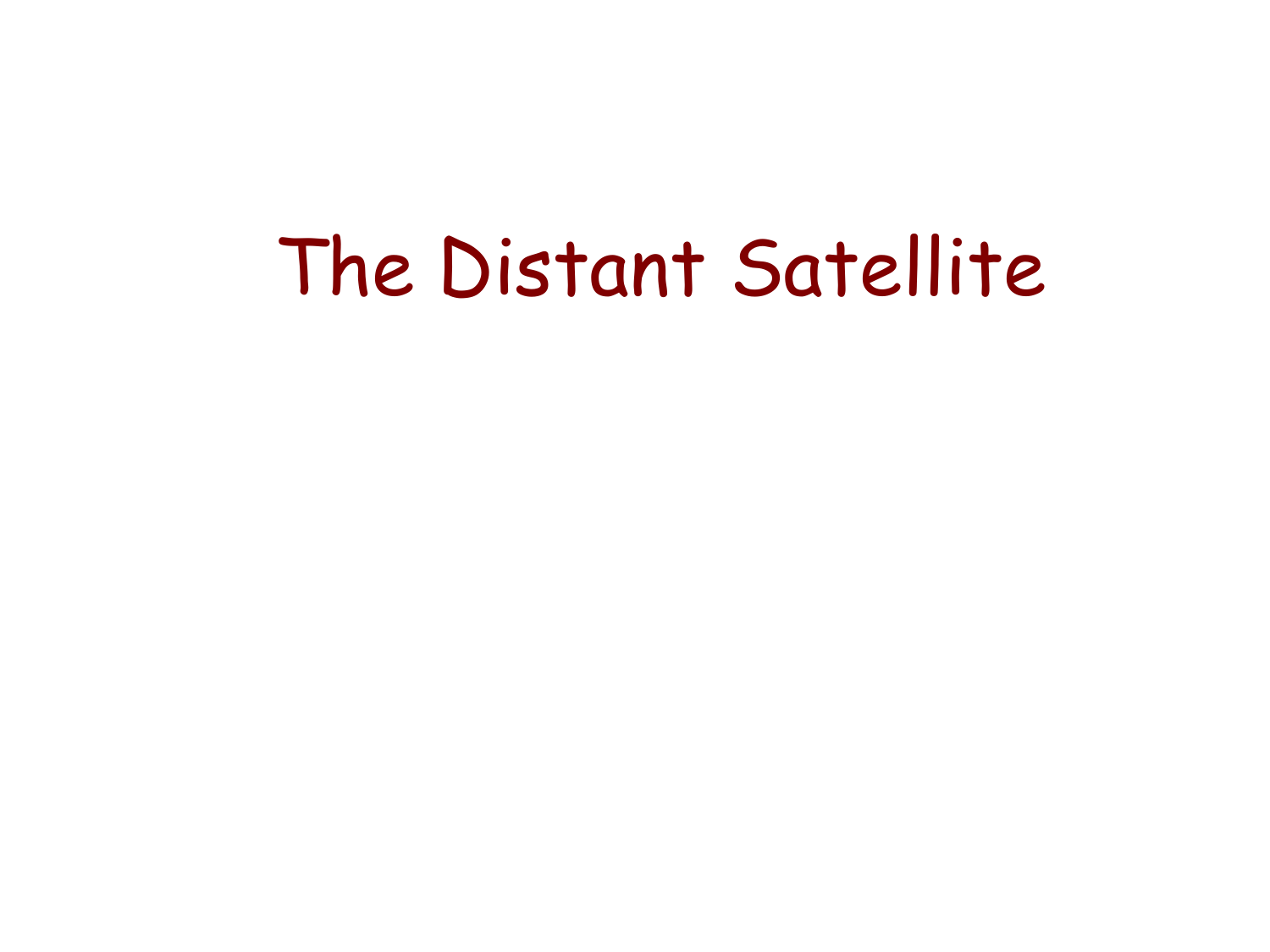# The Distant Satellite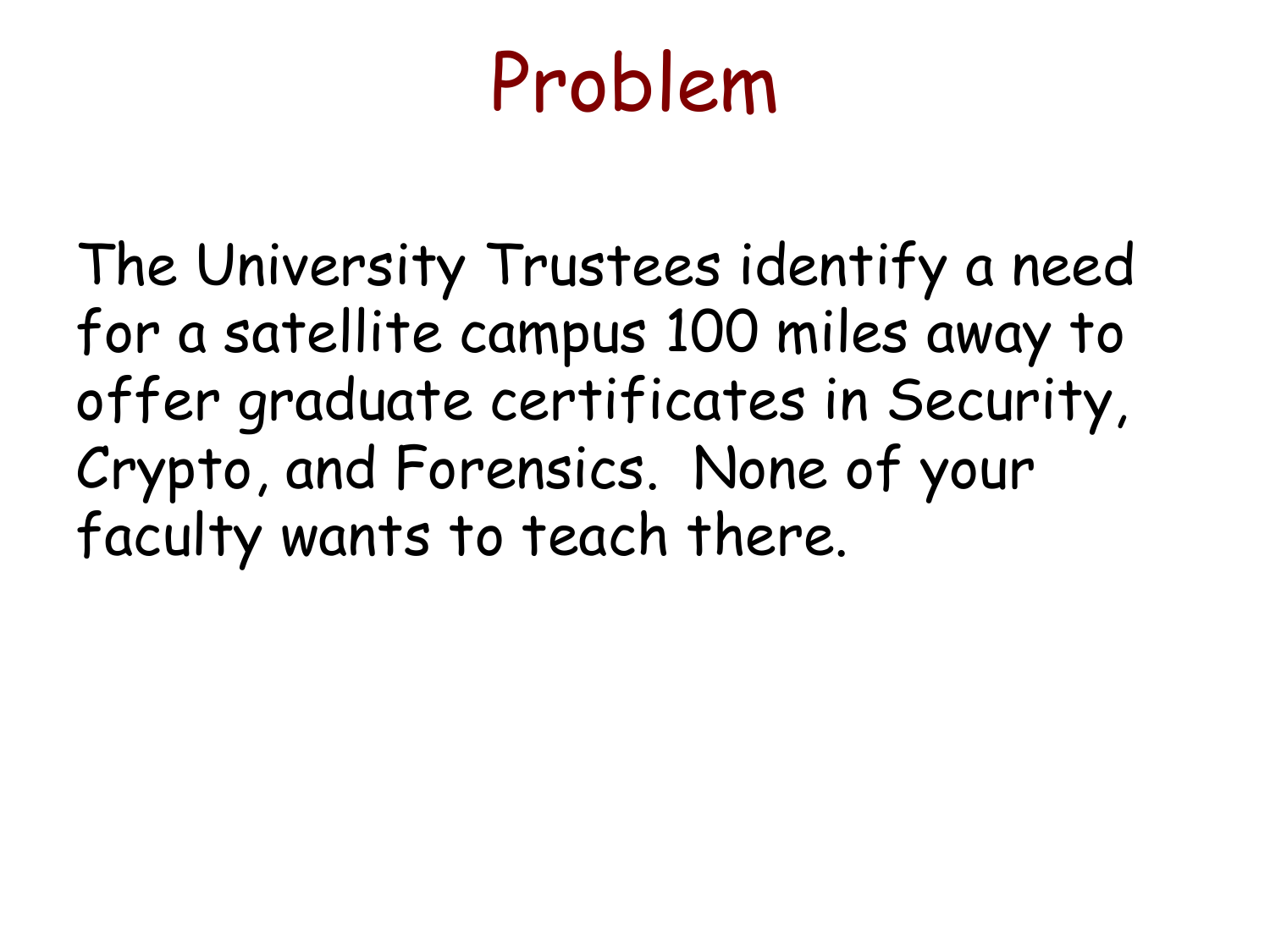# Problem

The University Trustees identify a need for a satellite campus 100 miles away to offer graduate certificates in Security, Crypto, and Forensics. None of your faculty wants to teach there.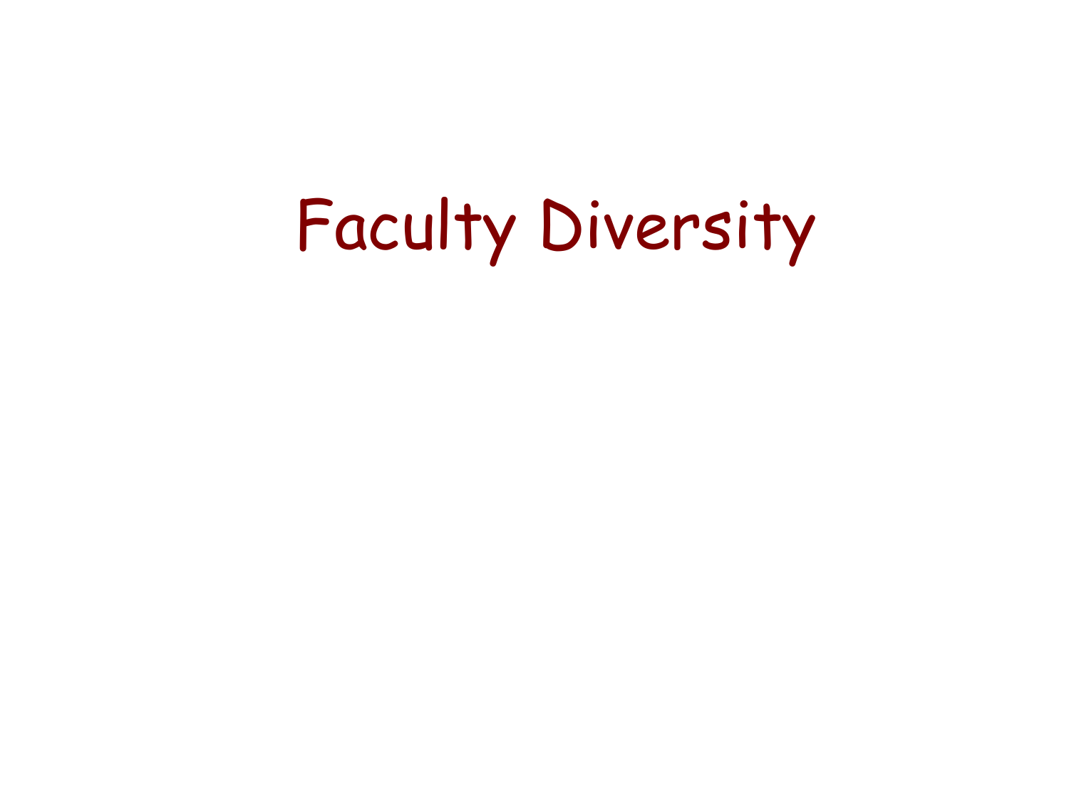# Faculty Diversity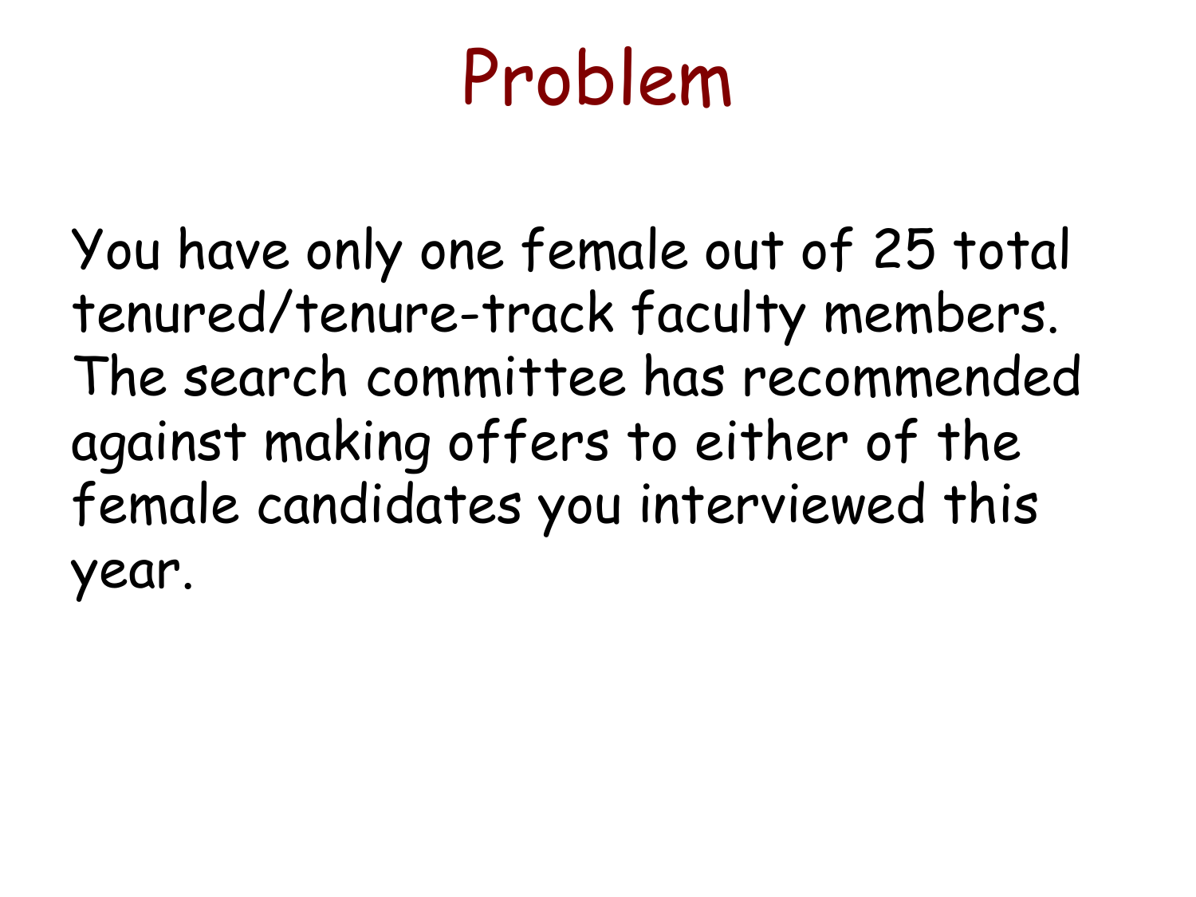# Problem

You have only one female out of 25 total tenured/tenure-track faculty members. The search committee has recommended against making offers to either of the female candidates you interviewed this year.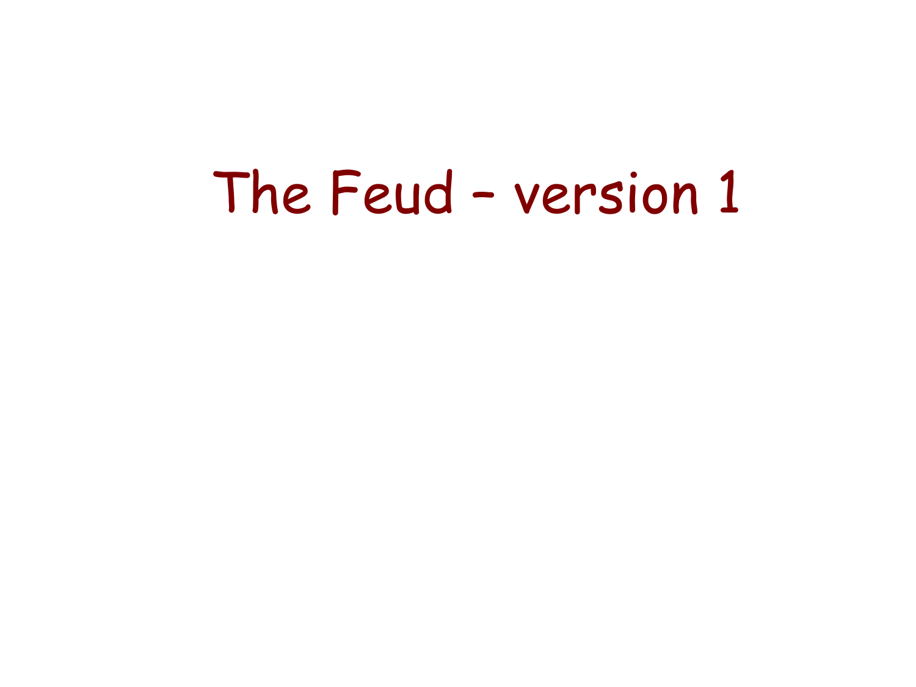# The Feud - version 1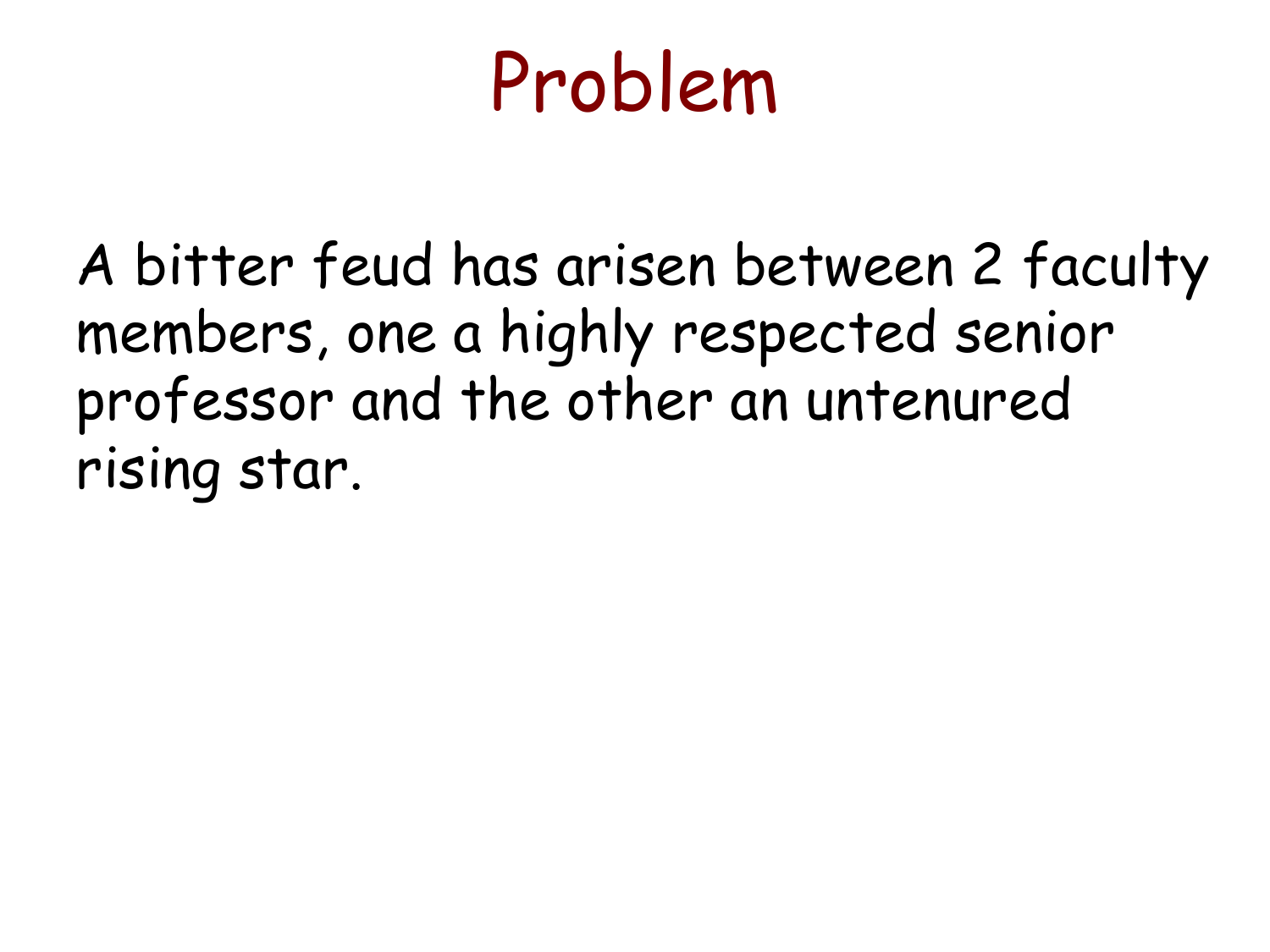# Problem

A bitter feud has arisen between 2 faculty members, one a highly respected senior professor and the other an untenured rising star.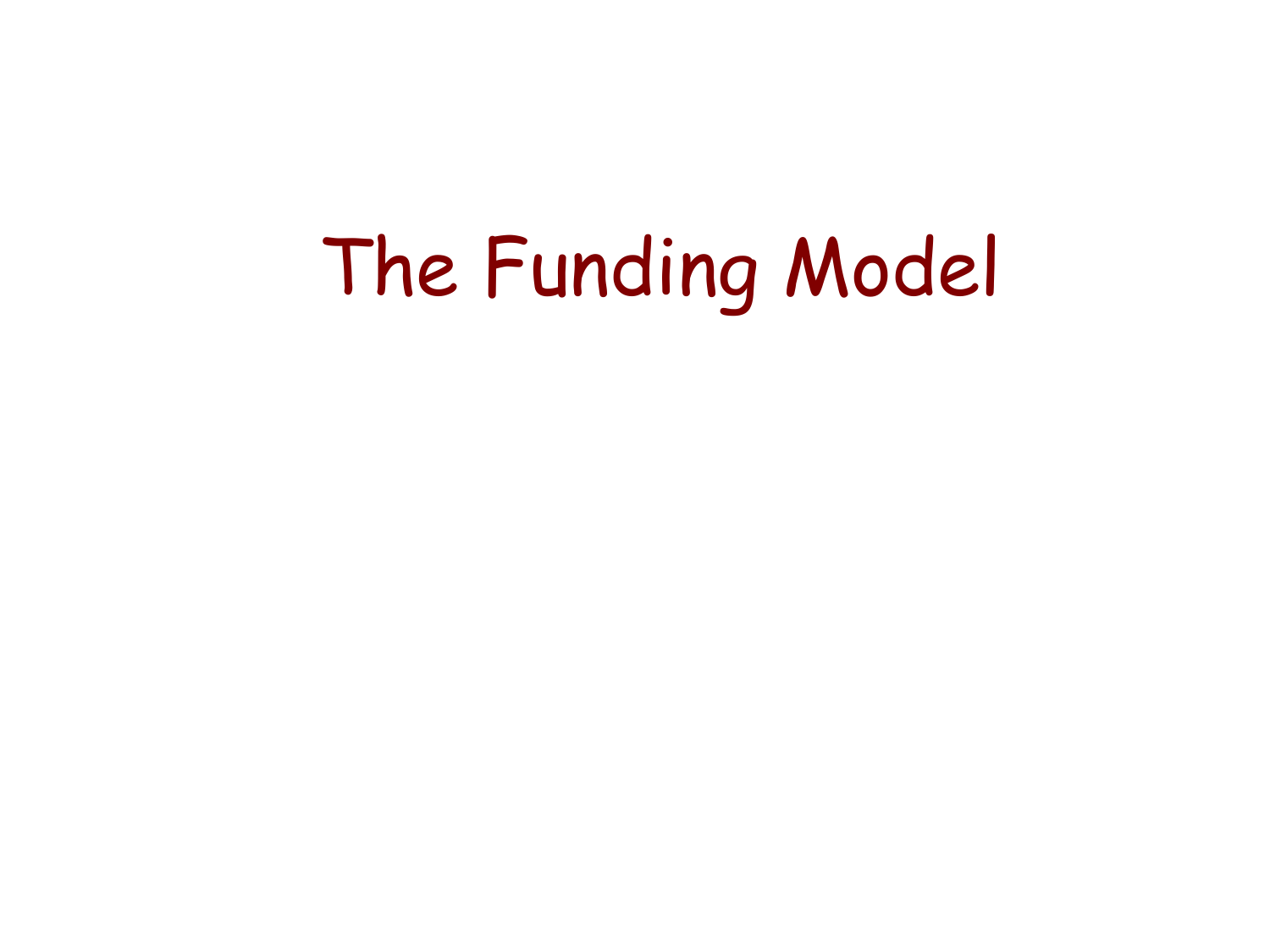# The Funding Model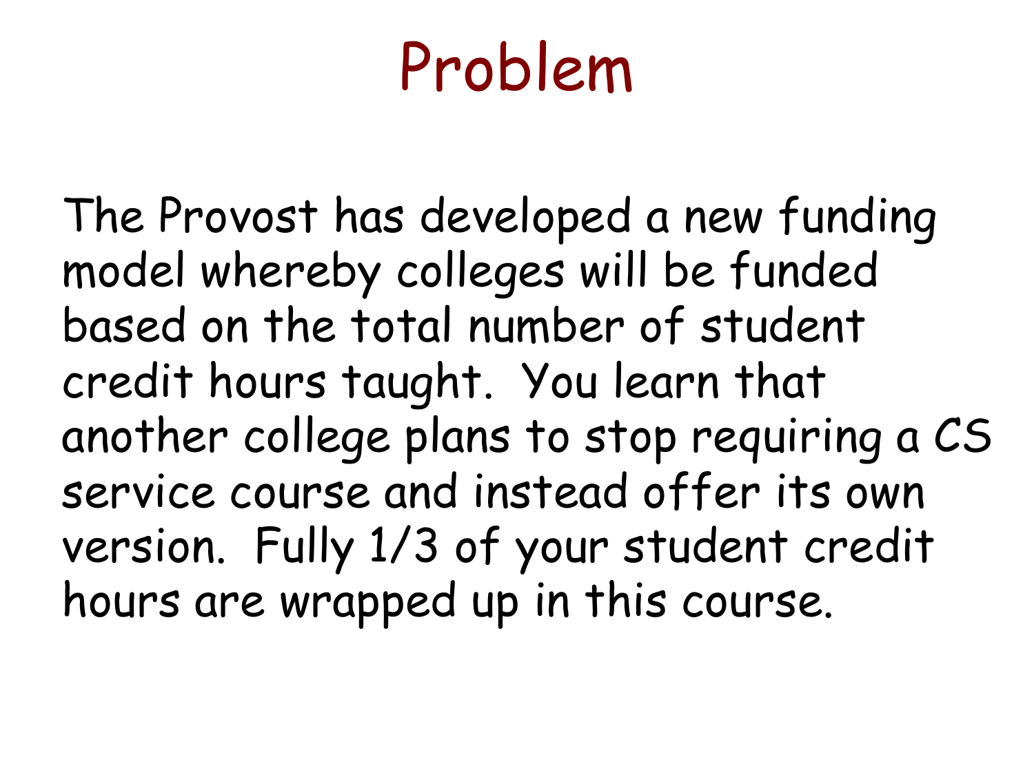# Problem

The Provost has developed a new funding model whereby colleges will be funded based on the total number of student credit hours taught. You learn that another college plans to stop requiring a CS service course and instead offer its own version. Fully 1/3 of your student credit hours are wrapped up in this course.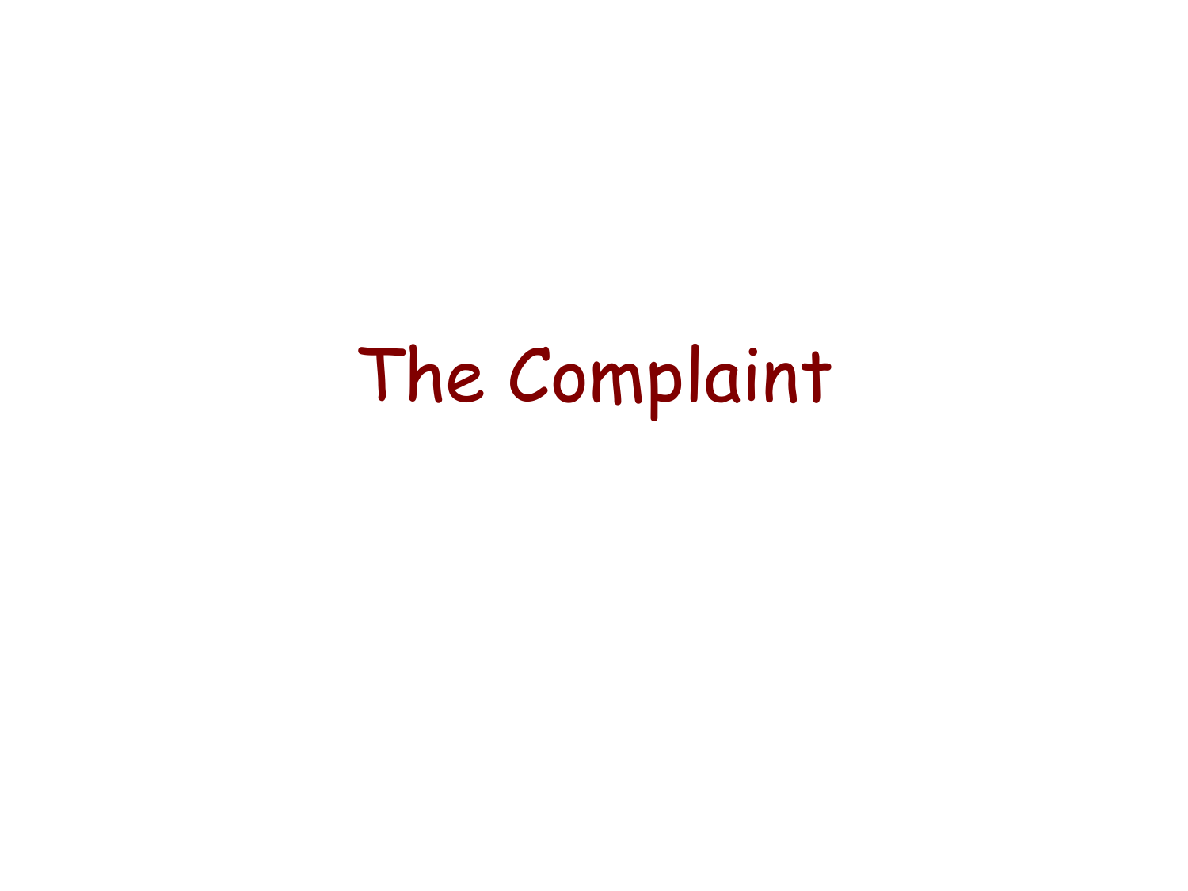# The Complaint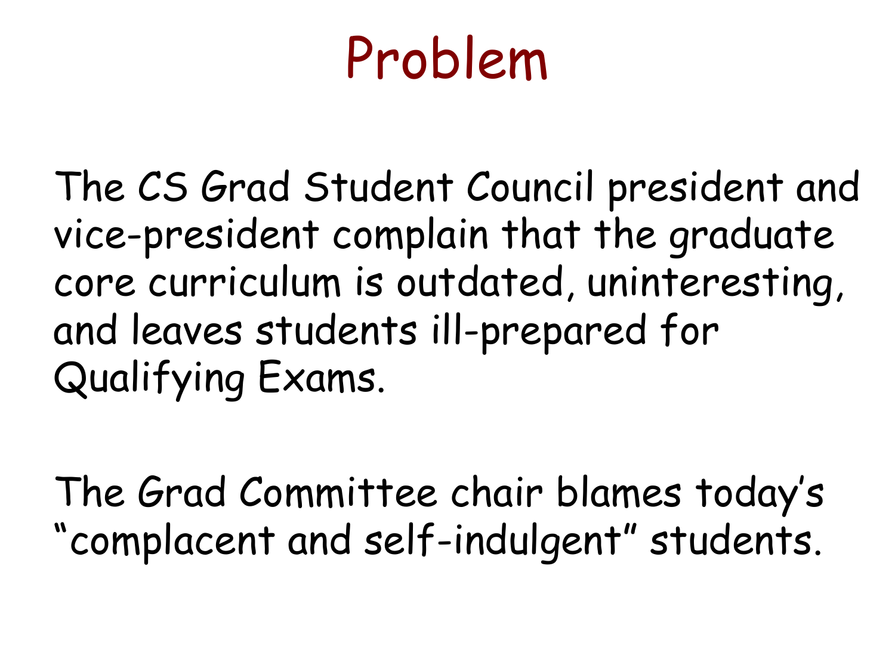# Problem

The CS Grad Student Council president and vice-president complain that the graduate core curriculum is outdated, uninteresting, and leaves students ill-prepared for Qualifying Exams.

The Grad Committee chair blames today's "complacent and self-indulgent" students.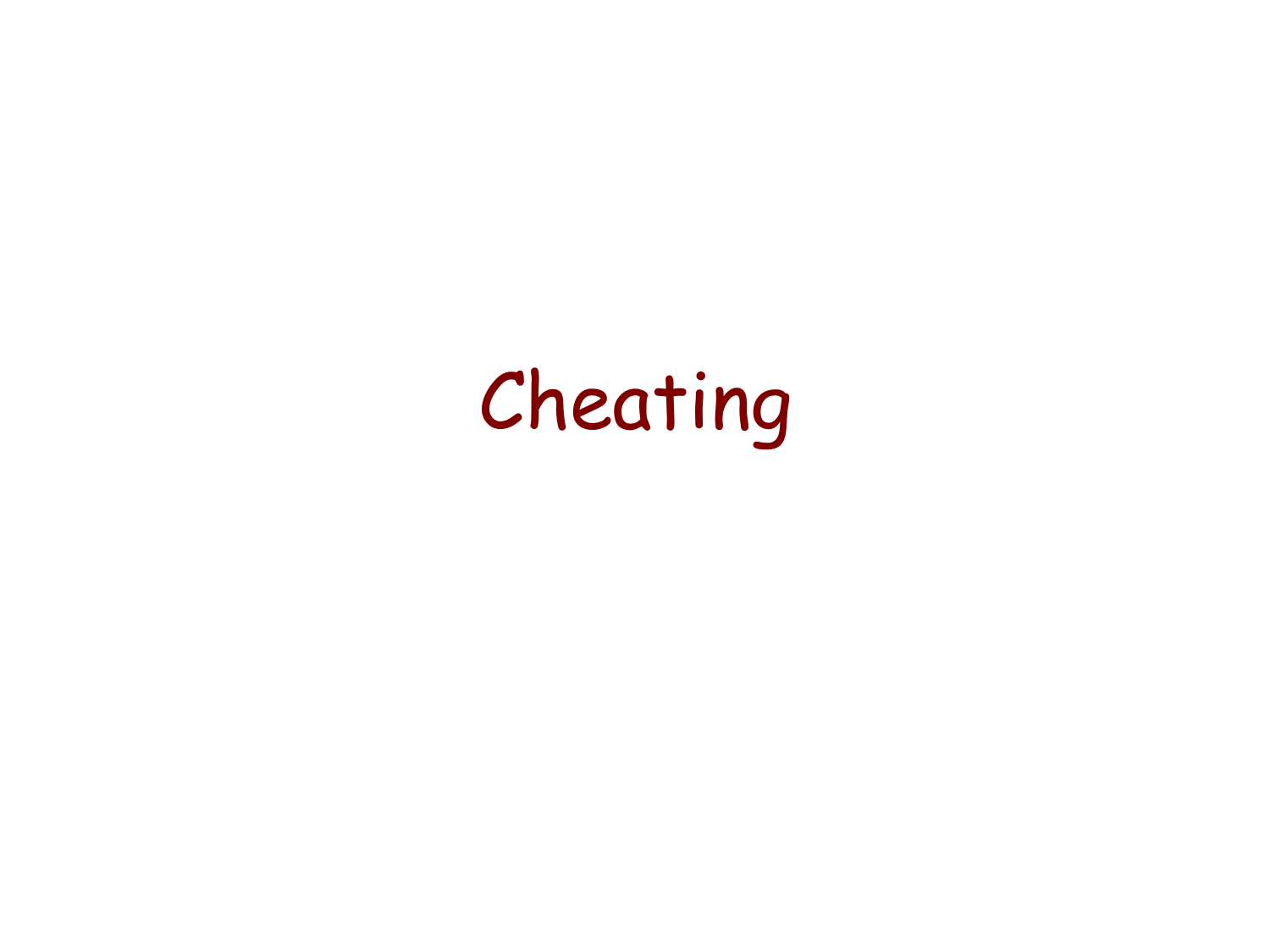# Cheating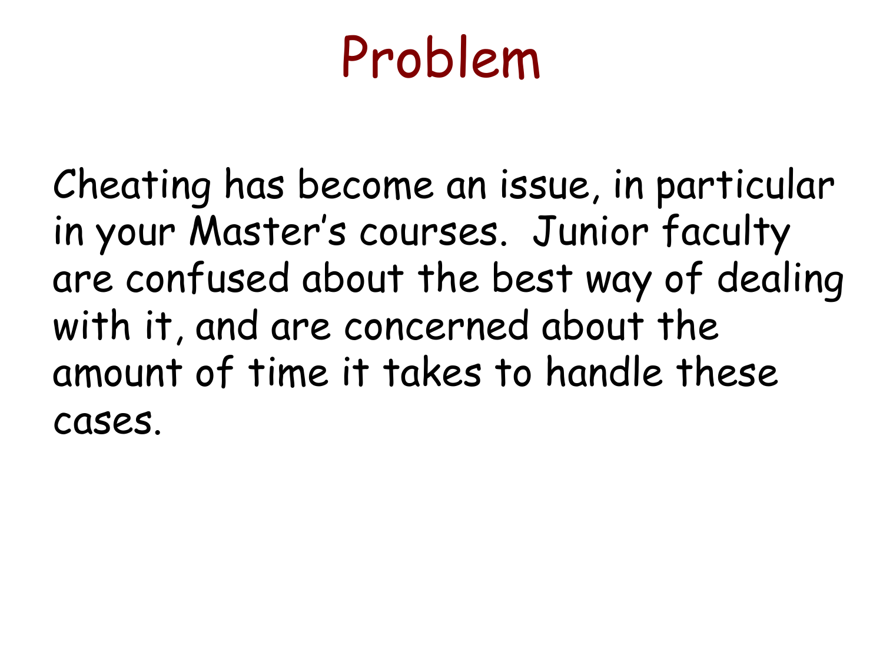# Problem

Cheating has become an issue, in particular in your Master's courses. Junior faculty are confused about the best way of dealing with it, and are concerned about the amount of time it takes to handle these cases.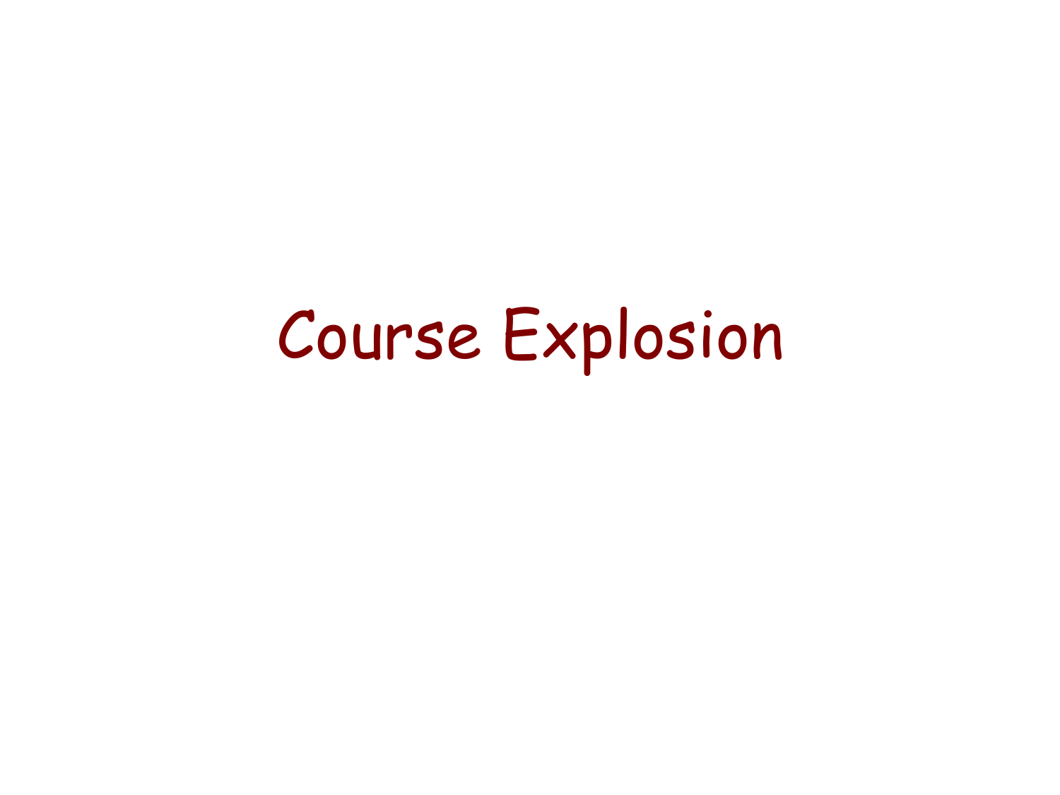# Course Explosion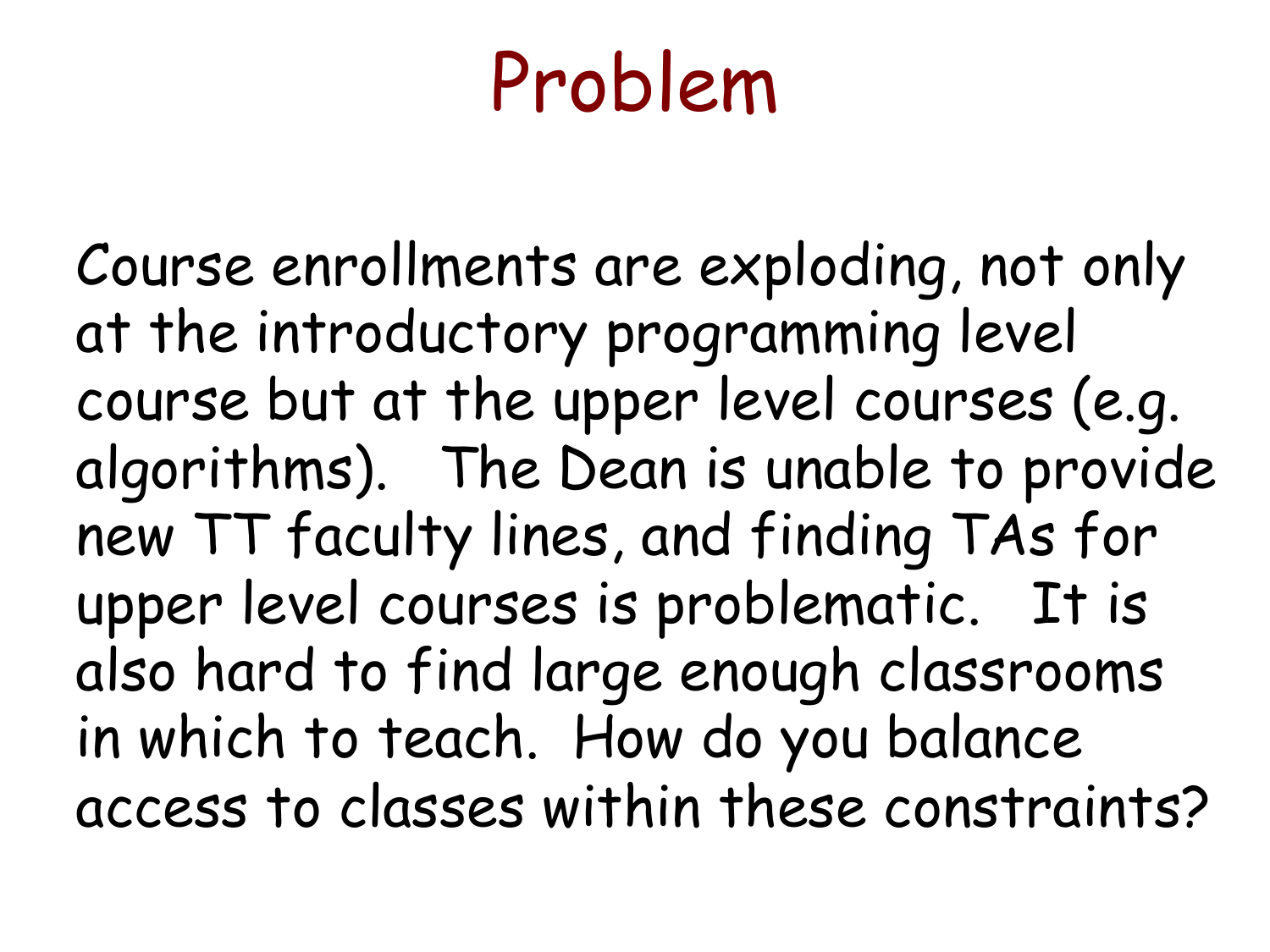# Problem

Course enrollments are exploding, not only at the introductory programming level course but at the upper level courses (e.g. algorithms). The Dean is unable to provide new TT faculty lines, and finding TAs for upper level courses is problematic. It is also hard to find large enough classrooms in which to teach. How do you balance access to classes within these constraints?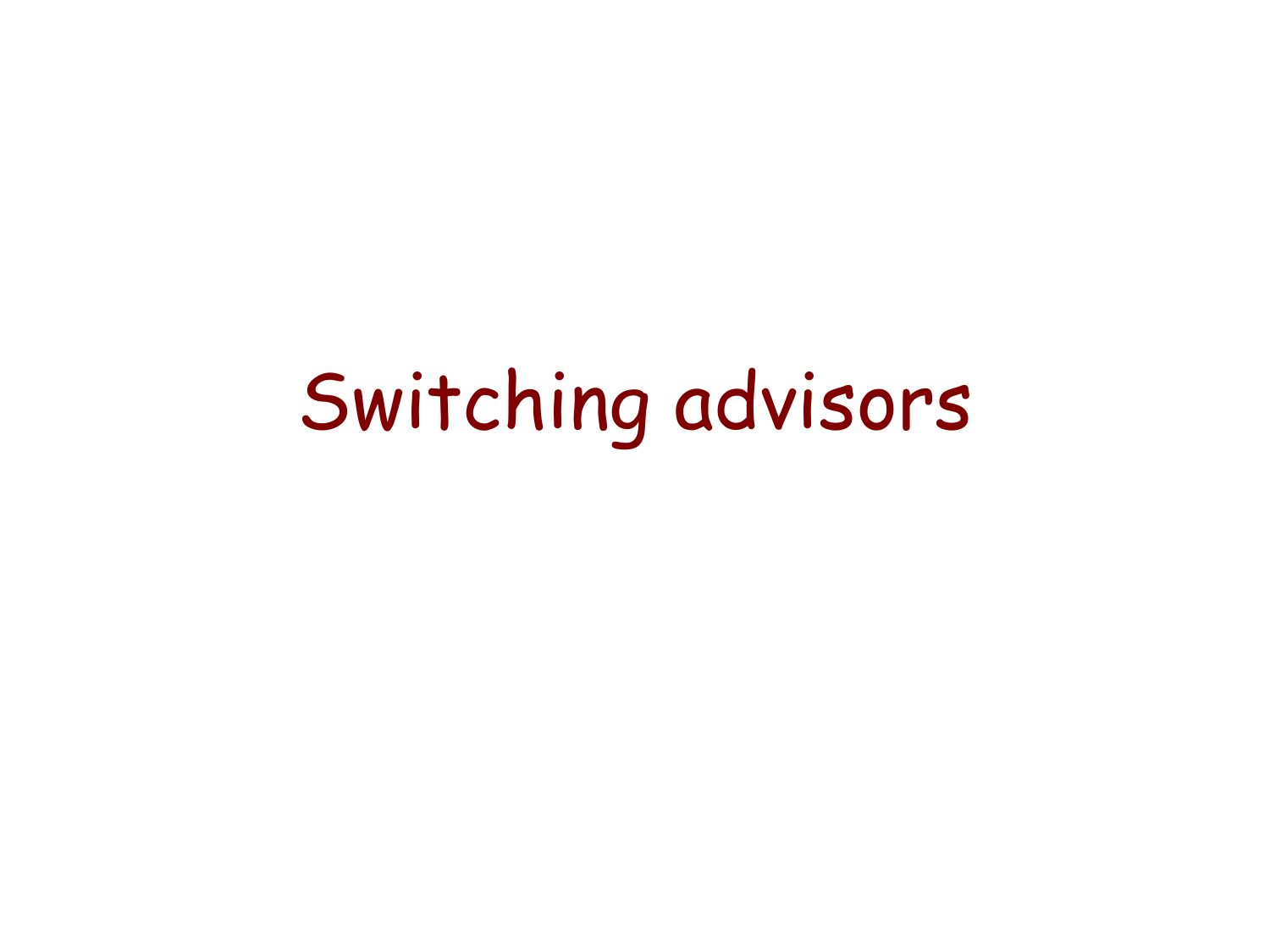# Switching advisors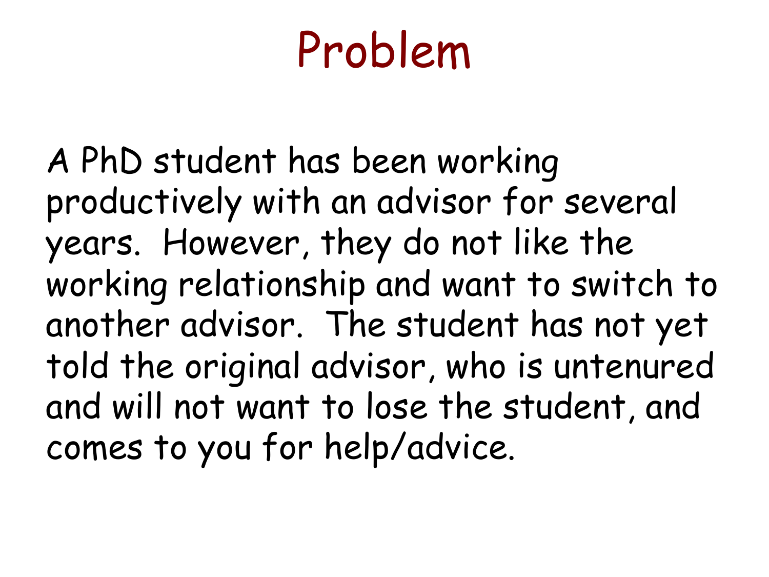# Problem

A PhD student has been working productively with an advisor for several years. However, they do not like the working relationship and want to switch to another advisor. The student has not yet told the original advisor, who is untenured and will not want to lose the student, and comes to you for help/advice.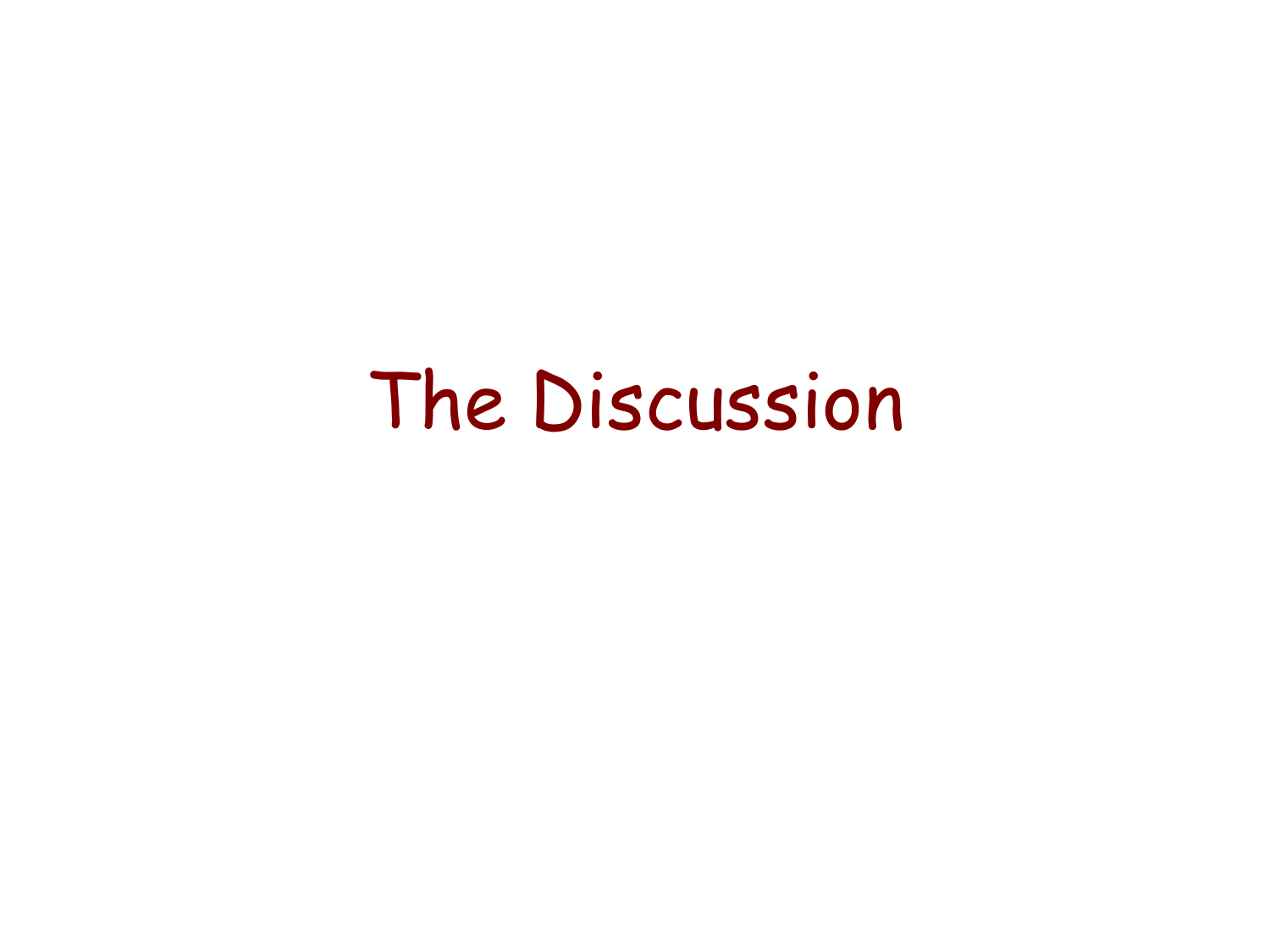# The Discussion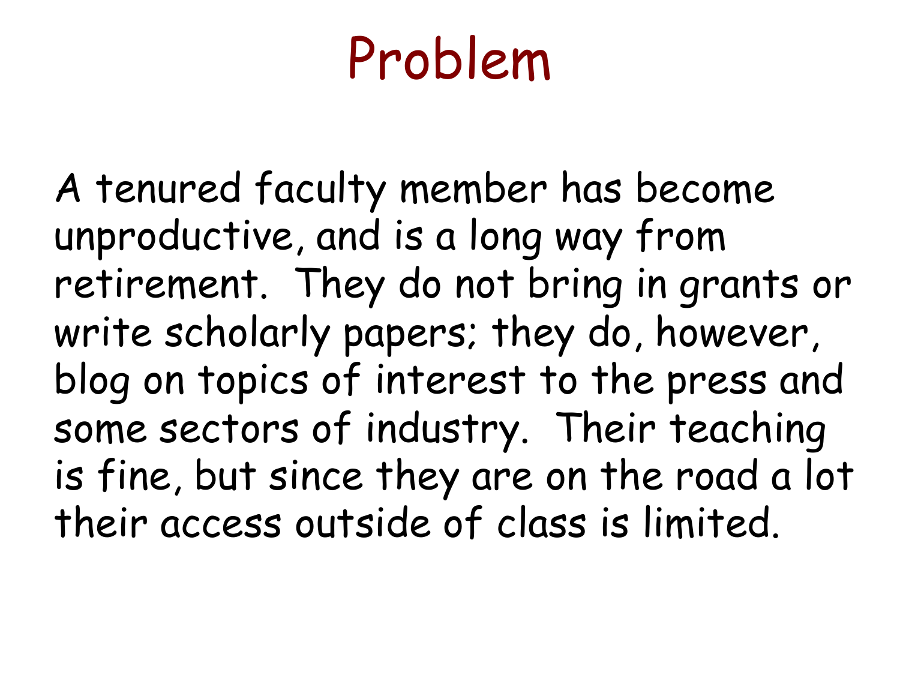# Problem

A tenured faculty member has become unproductive, and is a long way from retirement. They do not bring in grants or write scholarly papers; they do, however, blog on topics of interest to the press and some sectors of industry. Their teaching is fine, but since they are on the road a lot their access outside of class is limited.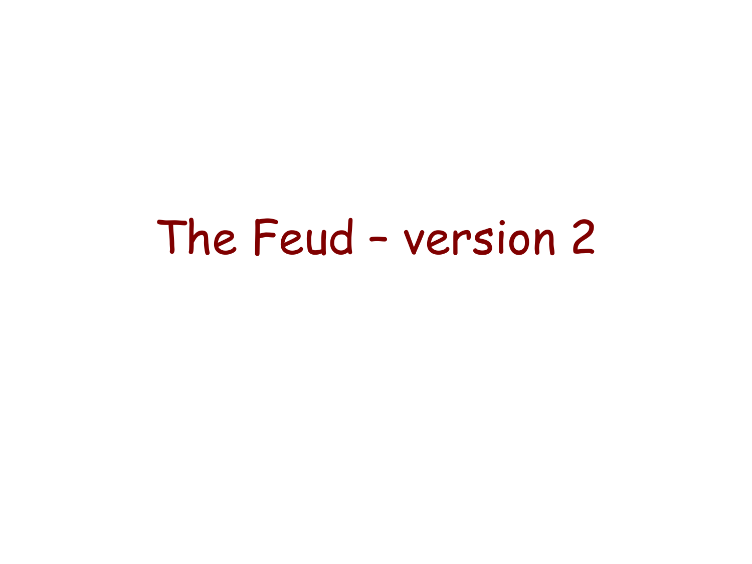# The Feud - version 2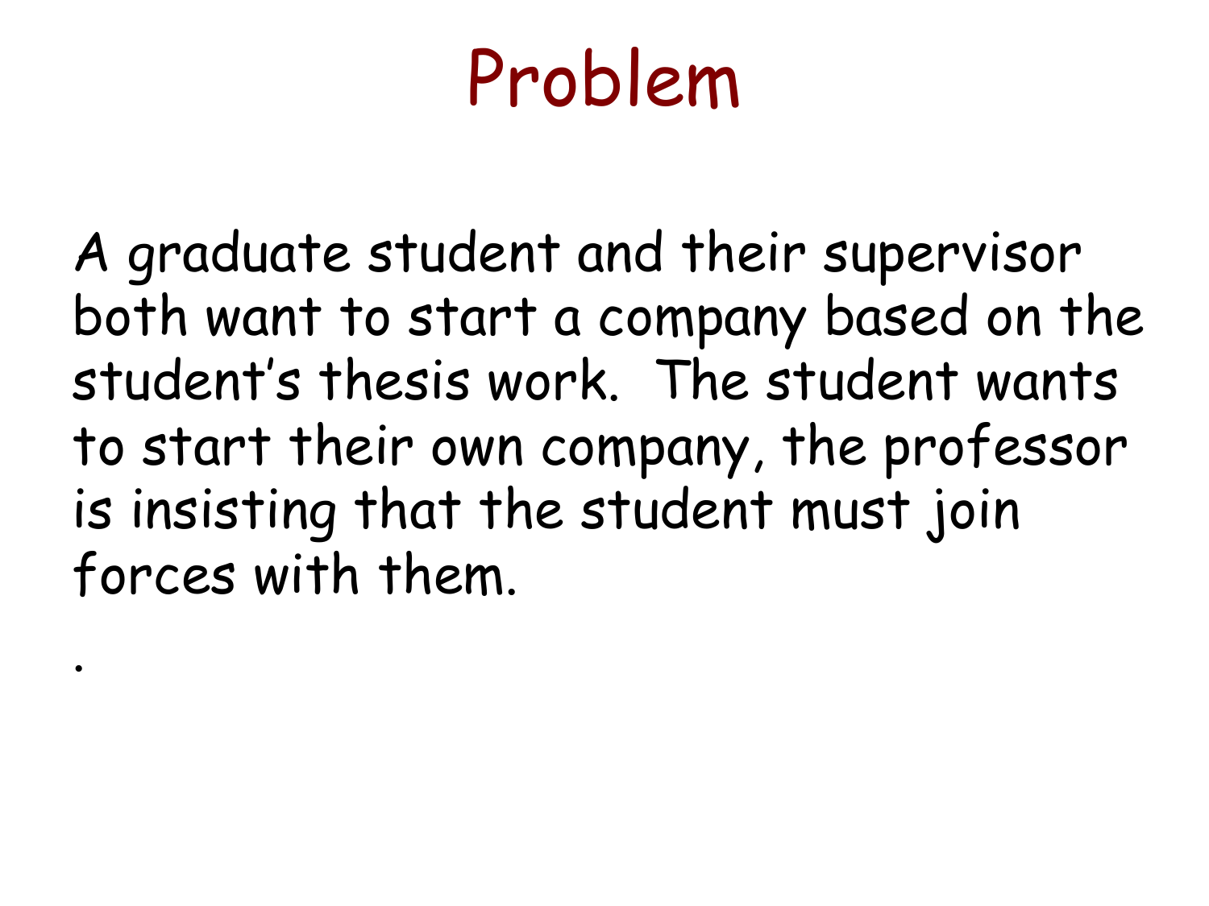# Problem

A graduate student and their supervisor both want to start a company based on the student's thesis work. The student wants to start their own company, the professor is insisting that the student must join forces with them.

.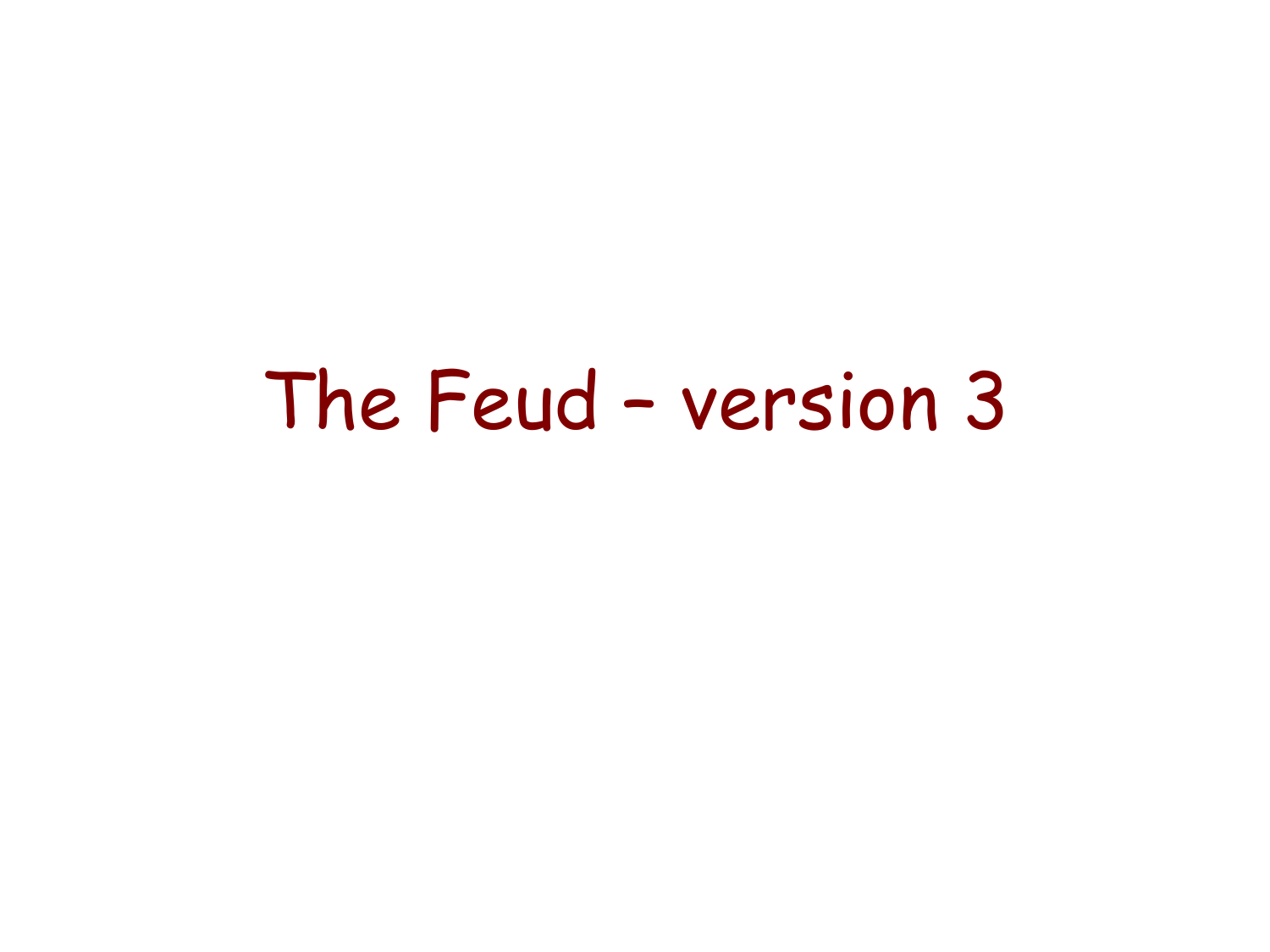# The Feud - version 3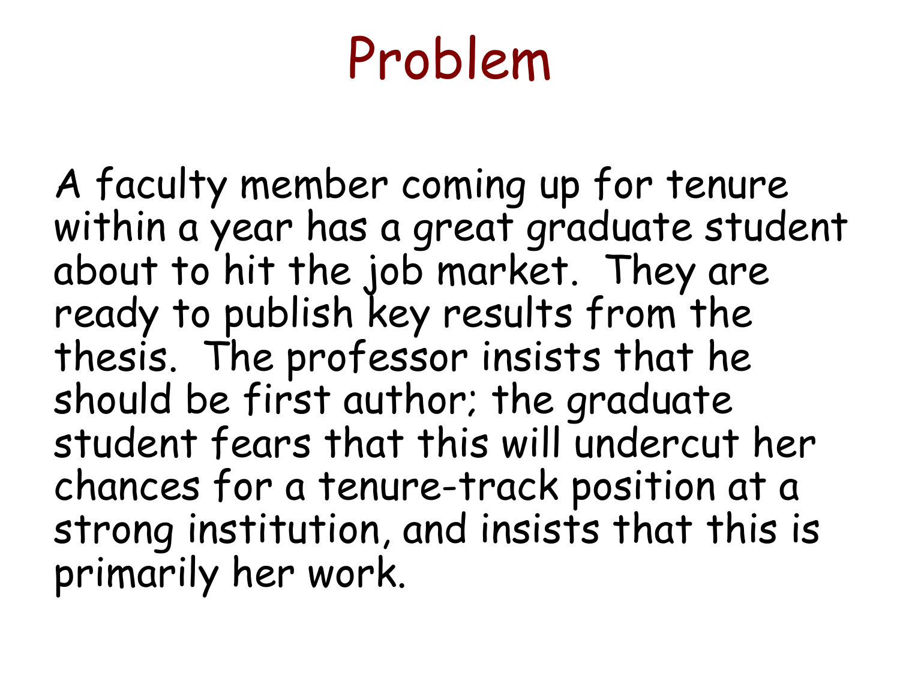# Problem

A faculty member coming up for tenure within a year has a great graduate student about to hit the job market. They are ready to publish key results from the thesis. The professor insists that he should be first author; the graduate student fears that this will undercut her chances for a tenure-track position at a strong institution, and insists that this is primarily her work.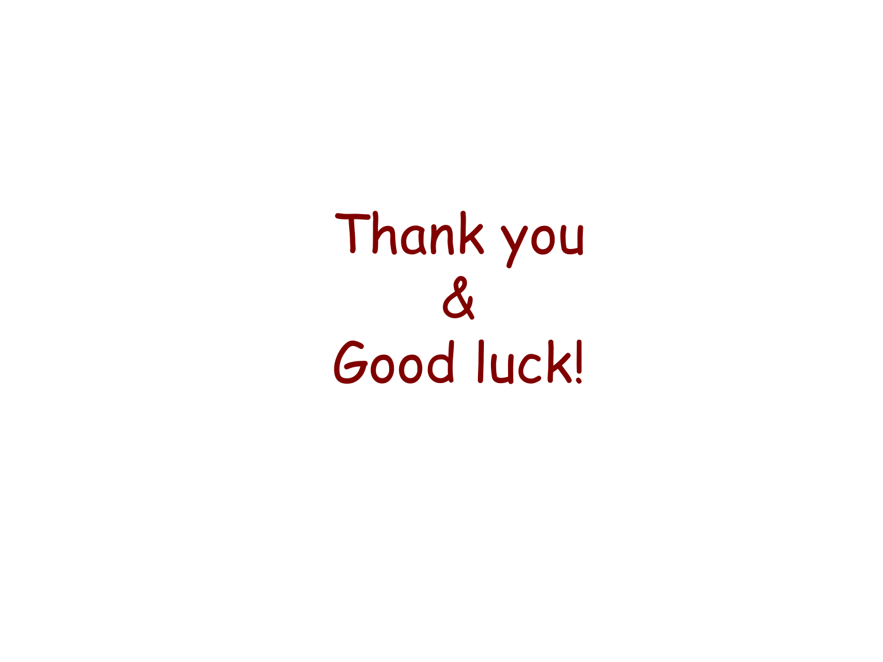Thank you

&

Good luck!